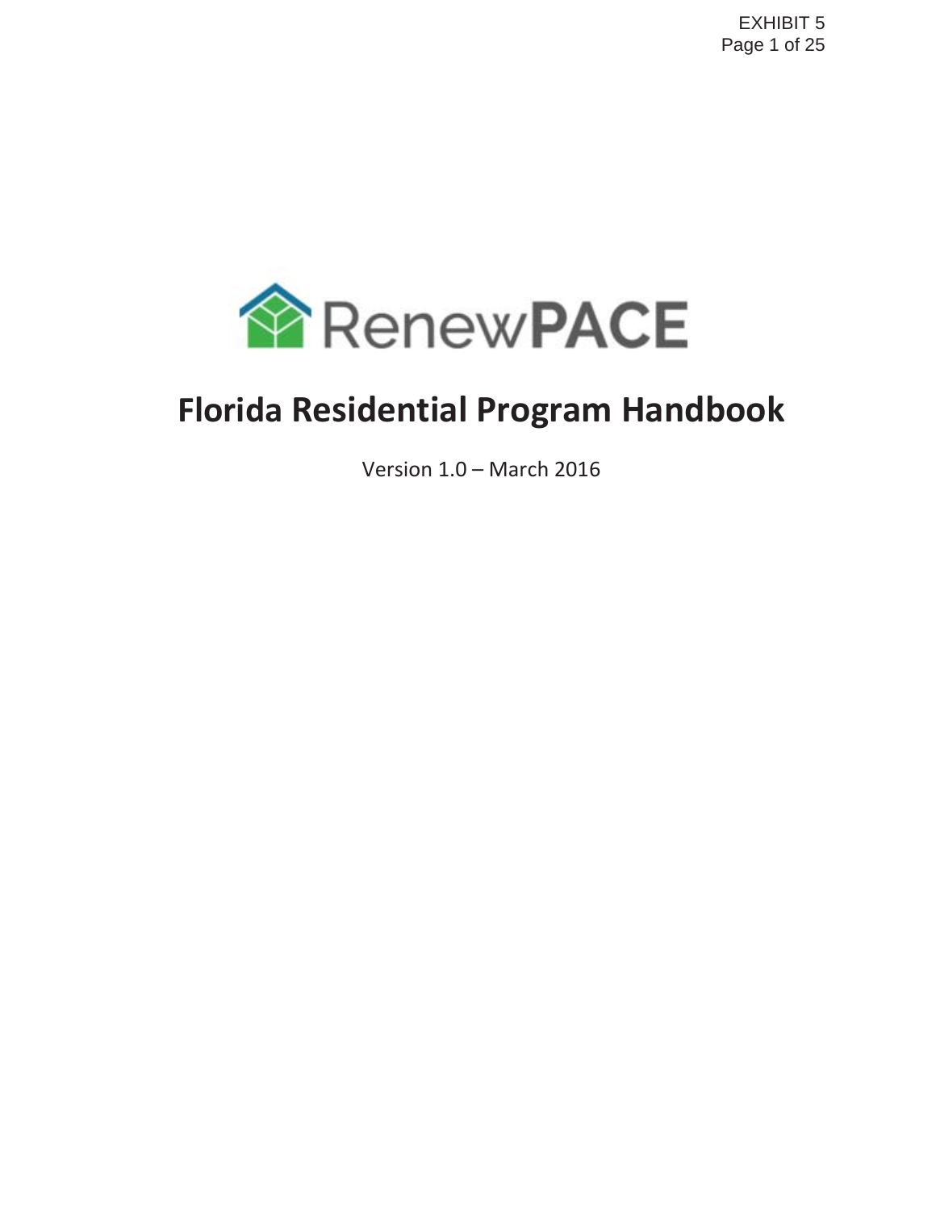RenewPACE

# Florida Residential Program Handbook

Version 1.0 – March 2016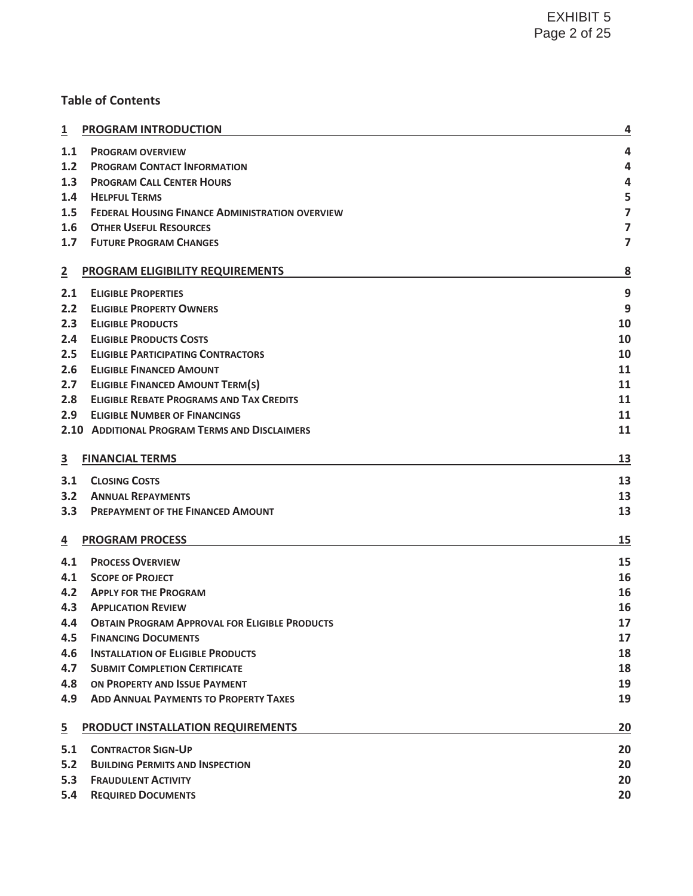**Table of Contents**

| | | |
|---|---|---|
| **1** | **PROGRAM INTRODUCTION** | **4** |
| 1.1 | PROGRAM OVERVIEW | 4 |
| 1.2 | PROGRAM CONTACT INFORMATION | 4 |
| 1.3 | PROGRAM CALL CENTER HOURS | 4 |
| 1.4 | HELPFUL TERMS | 5 |
| 1.5 | FEDERAL HOUSING FINANCE ADMINISTRATION OVERVIEW | 7 |
| 1.6 | OTHER USEFUL RESOURCES | 7 |
| 1.7 | FUTURE PROGRAM CHANGES | 7 |
| **2** | **PROGRAM ELIGIBILITY REQUIREMENTS** | **8** |
| 2.1 | ELIGIBLE PROPERTIES | 9 |
| 2.2 | ELIGIBLE PROPERTY OWNERS | 9 |
| 2.3 | ELIGIBLE PRODUCTS | 10 |
| 2.4 | ELIGIBLE PRODUCTS COSTS | 10 |
| 2.5 | ELIGIBLE PARTICIPATING CONTRACTORS | 10 |
| 2.6 | ELIGIBLE FINANCED AMOUNT | 11 |
| 2.7 | ELIGIBLE FINANCED AMOUNT TERM(S) | 11 |
| 2.8 | ELIGIBLE REBATE PROGRAMS AND TAX CREDITS | 11 |
| 2.9 | ELIGIBLE NUMBER OF FINANCINGS | 11 |
| 2.10 | ADDITIONAL PROGRAM TERMS AND DISCLAIMERS | 11 |
| **3** | **FINANCIAL TERMS** | **13** |
| 3.1 | CLOSING COSTS | 13 |
| 3.2 | ANNUAL REPAYMENTS | 13 |
| 3.3 | PREPAYMENT OF THE FINANCED AMOUNT | 13 |
| **4** | **PROGRAM PROCESS** | **15** |
| 4.1 | PROCESS OVERVIEW | 15 |
| 4.1 | SCOPE OF PROJECT | 16 |
| 4.2 | APPLY FOR THE PROGRAM | 16 |
| 4.3 | APPLICATION REVIEW | 16 |
| 4.4 | OBTAIN PROGRAM APPROVAL FOR ELIGIBLE PRODUCTS | 17 |
| 4.5 | FINANCING DOCUMENTS | 17 |
| 4.6 | INSTALLATION OF ELIGIBLE PRODUCTS | 18 |
| 4.7 | SUBMIT COMPLETION CERTIFICATE | 18 |
| 4.8 | ON PROPERTY AND ISSUE PAYMENT | 19 |
| 4.9 | ADD ANNUAL PAYMENTS TO PROPERTY TAXES | 19 |
| **5** | **PRODUCT INSTALLATION REQUIREMENTS** | **20** |
| 5.1 | CONTRACTOR SIGN-UP | 20 |
| 5.2 | BUILDING PERMITS AND INSPECTION | 20 |
| 5.3 | FRAUDULENT ACTIVITY | 20 |
| 5.4 | REQUIRED DOCUMENTS | 20 |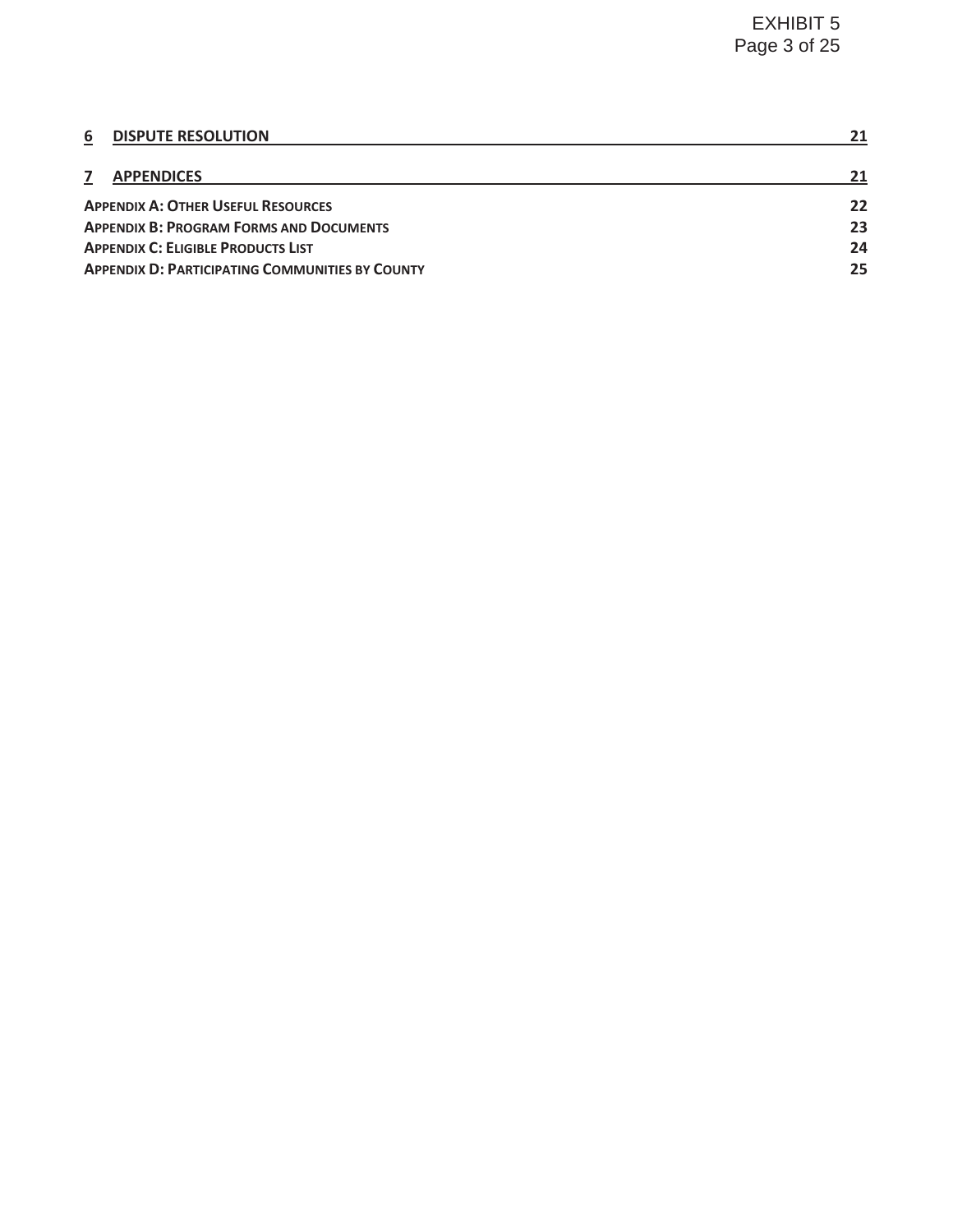| | | |
|---|---|---|
| **6** | **DISPUTE RESOLUTION** | **21** |
| **7** | **APPENDICES** | **21** |
| **APPENDIX A: OTHER USEFUL RESOURCES** | | **22** |
| **APPENDIX B: PROGRAM FORMS AND DOCUMENTS** | | **23** |
| **APPENDIX C: ELIGIBLE PRODUCTS LIST** | | **24** |
| **APPENDIX D: PARTICIPATING COMMUNITIES BY COUNTY** | | **25** |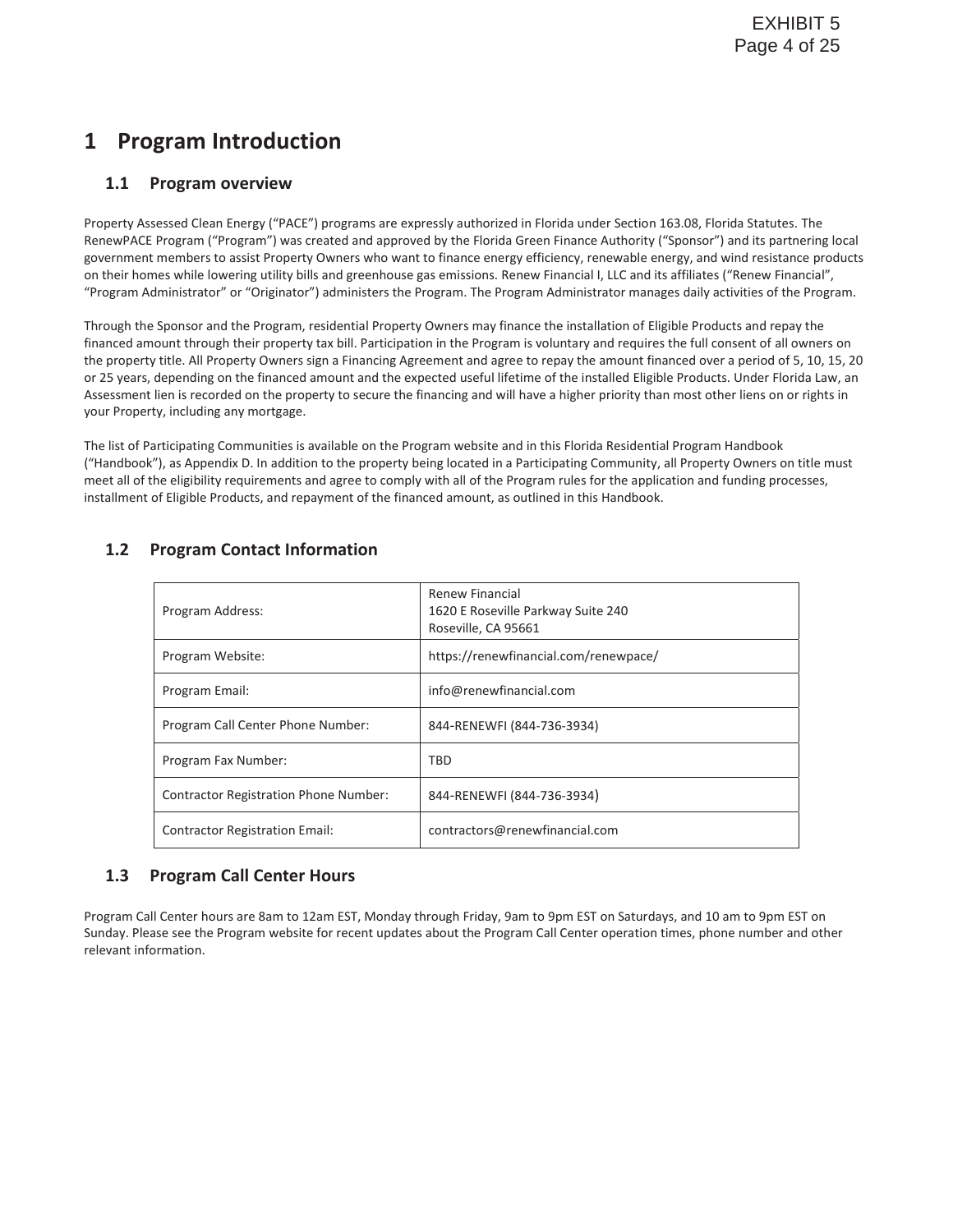# 1 Program Introduction

## 1.1 Program overview

Property Assessed Clean Energy ("PACE") programs are expressly authorized in Florida under Section 163.08, Florida Statutes. The RenewPACE Program ("Program") was created and approved by the Florida Green Finance Authority ("Sponsor") and its partnering local government members to assist Property Owners who want to finance energy efficiency, renewable energy, and wind resistance products on their homes while lowering utility bills and greenhouse gas emissions. Renew Financial I, LLC and its affiliates ("Renew Financial", "Program Administrator" or "Originator") administers the Program. The Program Administrator manages daily activities of the Program.

Through the Sponsor and the Program, residential Property Owners may finance the installation of Eligible Products and repay the financed amount through their property tax bill. Participation in the Program is voluntary and requires the full consent of all owners on the property title. All Property Owners sign a Financing Agreement and agree to repay the amount financed over a period of 5, 10, 15, 20 or 25 years, depending on the financed amount and the expected useful lifetime of the installed Eligible Products. Under Florida Law, an Assessment lien is recorded on the property to secure the financing and will have a higher priority than most other liens on or rights in your Property, including any mortgage.

The list of Participating Communities is available on the Program website and in this Florida Residential Program Handbook ("Handbook"), as Appendix D. In addition to the property being located in a Participating Community, all Property Owners on title must meet all of the eligibility requirements and agree to comply with all of the Program rules for the application and funding processes, installment of Eligible Products, and repayment of the financed amount, as outlined in this Handbook.

## 1.2 Program Contact Information

| | |
|---|---|
| Program Address: | Renew Financial<br>1620 E Roseville Parkway Suite 240<br>Roseville, CA 95661 |
| Program Website: | https://renewfinancial.com/renewpace/ |
| Program Email: | info@renewfinancial.com |
| Program Call Center Phone Number: | 844-RENEWFI (844-736-3934) |
| Program Fax Number: | TBD |
| Contractor Registration Phone Number: | 844-RENEWFI (844-736-3934) |
| Contractor Registration Email: | contractors@renewfinancial.com |

## 1.3 Program Call Center Hours

Program Call Center hours are 8am to 12am EST, Monday through Friday, 9am to 9pm EST on Saturdays, and 10 am to 9pm EST on Sunday. Please see the Program website for recent updates about the Program Call Center operation times, phone number and other relevant information.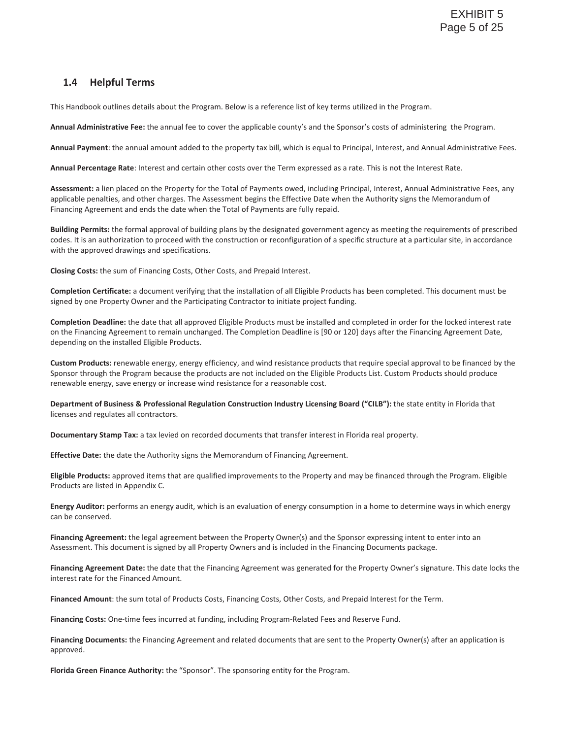## 1.4 Helpful Terms

This Handbook outlines details about the Program. Below is a reference list of key terms utilized in the Program.

**Annual Administrative Fee:** the annual fee to cover the applicable county's and the Sponsor's costs of administering the Program.

**Annual Payment**: the annual amount added to the property tax bill, which is equal to Principal, Interest, and Annual Administrative Fees.

**Annual Percentage Rate**: Interest and certain other costs over the Term expressed as a rate. This is not the Interest Rate.

**Assessment:** a lien placed on the Property for the Total of Payments owed, including Principal, Interest, Annual Administrative Fees, any applicable penalties, and other charges. The Assessment begins the Effective Date when the Authority signs the Memorandum of Financing Agreement and ends the date when the Total of Payments are fully repaid.

**Building Permits:** the formal approval of building plans by the designated government agency as meeting the requirements of prescribed codes. It is an authorization to proceed with the construction or reconfiguration of a specific structure at a particular site, in accordance with the approved drawings and specifications.

**Closing Costs:** the sum of Financing Costs, Other Costs, and Prepaid Interest.

**Completion Certificate:** a document verifying that the installation of all Eligible Products has been completed. This document must be signed by one Property Owner and the Participating Contractor to initiate project funding.

**Completion Deadline:** the date that all approved Eligible Products must be installed and completed in order for the locked interest rate on the Financing Agreement to remain unchanged. The Completion Deadline is [90 or 120] days after the Financing Agreement Date, depending on the installed Eligible Products.

**Custom Products:** renewable energy, energy efficiency, and wind resistance products that require special approval to be financed by the Sponsor through the Program because the products are not included on the Eligible Products List. Custom Products should produce renewable energy, save energy or increase wind resistance for a reasonable cost.

**Department of Business & Professional Regulation Construction Industry Licensing Board ("CILB"):** the state entity in Florida that licenses and regulates all contractors.

**Documentary Stamp Tax:** a tax levied on recorded documents that transfer interest in Florida real property.

**Effective Date:** the date the Authority signs the Memorandum of Financing Agreement.

**Eligible Products:** approved items that are qualified improvements to the Property and may be financed through the Program. Eligible Products are listed in Appendix C.

**Energy Auditor:** performs an energy audit, which is an evaluation of energy consumption in a home to determine ways in which energy can be conserved.

**Financing Agreement:** the legal agreement between the Property Owner(s) and the Sponsor expressing intent to enter into an Assessment. This document is signed by all Property Owners and is included in the Financing Documents package.

**Financing Agreement Date:** the date that the Financing Agreement was generated for the Property Owner's signature. This date locks the interest rate for the Financed Amount.

**Financed Amount**: the sum total of Products Costs, Financing Costs, Other Costs, and Prepaid Interest for the Term.

**Financing Costs:** One-time fees incurred at funding, including Program-Related Fees and Reserve Fund.

**Financing Documents:** the Financing Agreement and related documents that are sent to the Property Owner(s) after an application is approved.

**Florida Green Finance Authority:** the "Sponsor". The sponsoring entity for the Program.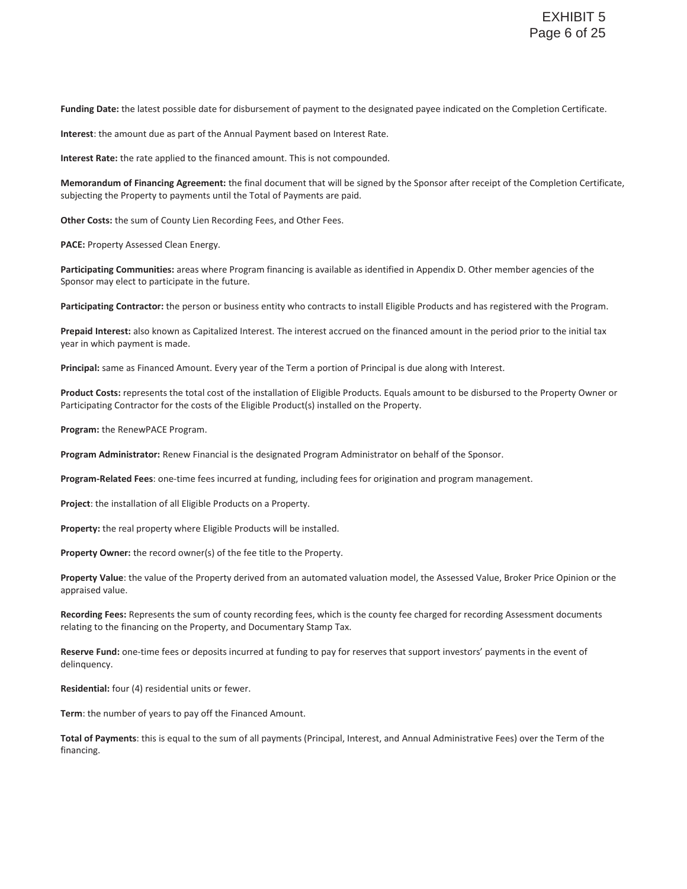**Funding Date:** the latest possible date for disbursement of payment to the designated payee indicated on the Completion Certificate.

**Interest**: the amount due as part of the Annual Payment based on Interest Rate.

**Interest Rate:** the rate applied to the financed amount. This is not compounded.

**Memorandum of Financing Agreement:** the final document that will be signed by the Sponsor after receipt of the Completion Certificate, subjecting the Property to payments until the Total of Payments are paid.

**Other Costs:** the sum of County Lien Recording Fees, and Other Fees.

**PACE:** Property Assessed Clean Energy.

**Participating Communities:** areas where Program financing is available as identified in Appendix D. Other member agencies of the Sponsor may elect to participate in the future.

**Participating Contractor:** the person or business entity who contracts to install Eligible Products and has registered with the Program.

**Prepaid Interest:** also known as Capitalized Interest. The interest accrued on the financed amount in the period prior to the initial tax year in which payment is made.

**Principal:** same as Financed Amount. Every year of the Term a portion of Principal is due along with Interest.

**Product Costs:** represents the total cost of the installation of Eligible Products. Equals amount to be disbursed to the Property Owner or Participating Contractor for the costs of the Eligible Product(s) installed on the Property.

**Program:** the RenewPACE Program.

**Program Administrator:** Renew Financial is the designated Program Administrator on behalf of the Sponsor.

**Program-Related Fees**: one-time fees incurred at funding, including fees for origination and program management.

**Project**: the installation of all Eligible Products on a Property.

**Property:** the real property where Eligible Products will be installed.

**Property Owner:** the record owner(s) of the fee title to the Property.

**Property Value**: the value of the Property derived from an automated valuation model, the Assessed Value, Broker Price Opinion or the appraised value.

**Recording Fees:** Represents the sum of county recording fees, which is the county fee charged for recording Assessment documents relating to the financing on the Property, and Documentary Stamp Tax.

**Reserve Fund:** one-time fees or deposits incurred at funding to pay for reserves that support investors' payments in the event of delinquency.

**Residential:** four (4) residential units or fewer.

**Term**: the number of years to pay off the Financed Amount.

**Total of Payments**: this is equal to the sum of all payments (Principal, Interest, and Annual Administrative Fees) over the Term of the financing.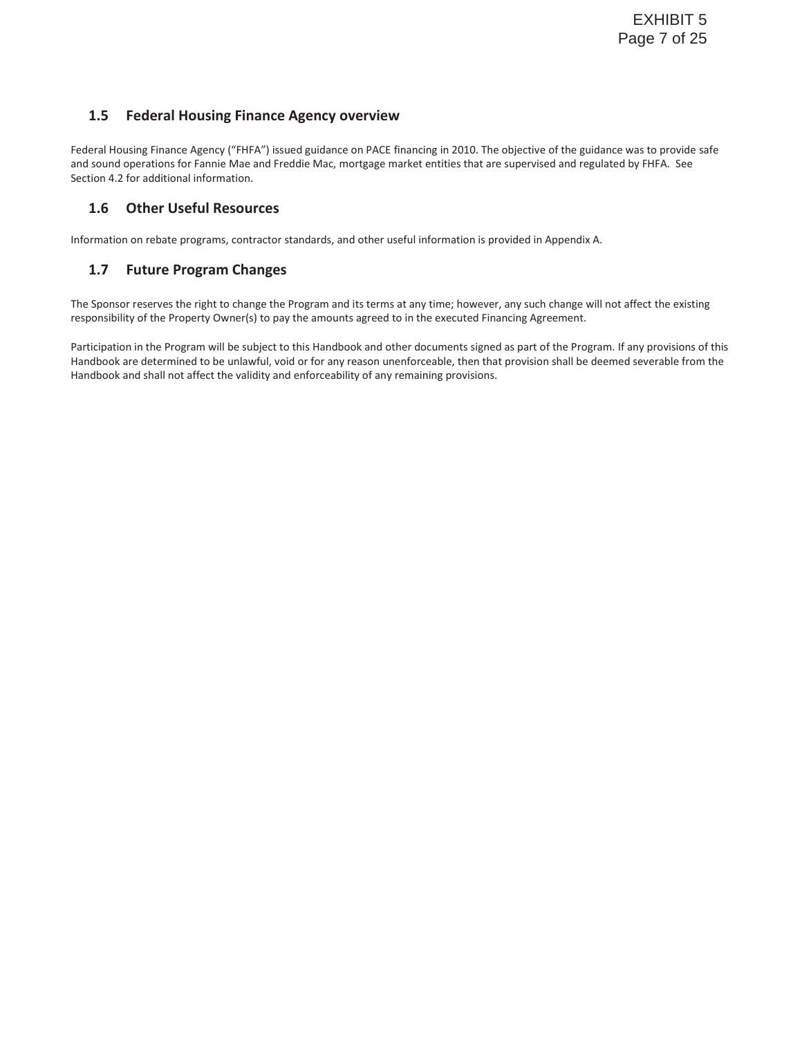## 1.5 Federal Housing Finance Agency overview

Federal Housing Finance Agency ("FHFA") issued guidance on PACE financing in 2010. The objective of the guidance was to provide safe and sound operations for Fannie Mae and Freddie Mac, mortgage market entities that are supervised and regulated by FHFA. See Section 4.2 for additional information.

## 1.6 Other Useful Resources

Information on rebate programs, contractor standards, and other useful information is provided in Appendix A.

## 1.7 Future Program Changes

The Sponsor reserves the right to change the Program and its terms at any time; however, any such change will not affect the existing responsibility of the Property Owner(s) to pay the amounts agreed to in the executed Financing Agreement.

Participation in the Program will be subject to this Handbook and other documents signed as part of the Program. If any provisions of this Handbook are determined to be unlawful, void or for any reason unenforceable, then that provision shall be deemed severable from the Handbook and shall not affect the validity and enforceability of any remaining provisions.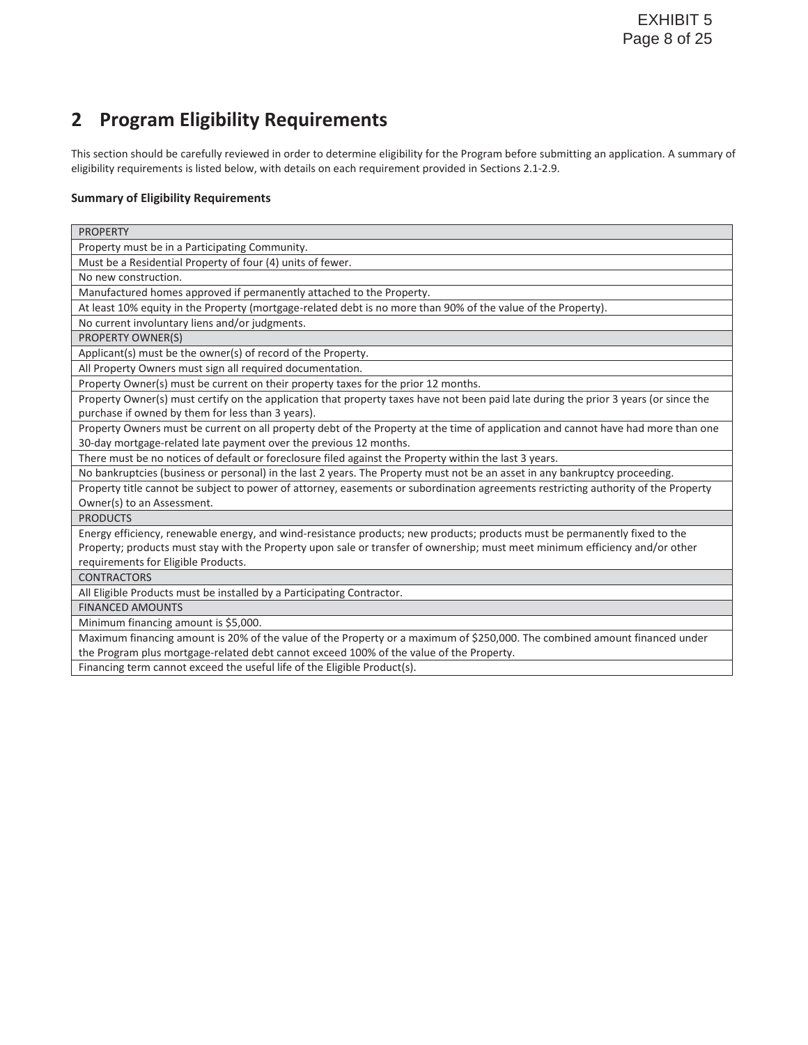## 2 Program Eligibility Requirements

This section should be carefully reviewed in order to determine eligibility for the Program before submitting an application. A summary of eligibility requirements is listed below, with details on each requirement provided in Sections 2.1-2.9.

**Summary of Eligibility Requirements**

| PROPERTY |
|---|
| Property must be in a Participating Community. |
| Must be a Residential Property of four (4) units of fewer. |
| No new construction. |
| Manufactured homes approved if permanently attached to the Property. |
| At least 10% equity in the Property (mortgage-related debt is no more than 90% of the value of the Property). |
| No current involuntary liens and/or judgments. |
| PROPERTY OWNER(S) |
| Applicant(s) must be the owner(s) of record of the Property. |
| All Property Owners must sign all required documentation. |
| Property Owner(s) must be current on their property taxes for the prior 12 months. |
| Property Owner(s) must certify on the application that property taxes have not been paid late during the prior 3 years (or since the purchase if owned by them for less than 3 years). |
| Property Owners must be current on all property debt of the Property at the time of application and cannot have had more than one 30-day mortgage-related late payment over the previous 12 months. |
| There must be no notices of default or foreclosure filed against the Property within the last 3 years. |
| No bankruptcies (business or personal) in the last 2 years. The Property must not be an asset in any bankruptcy proceeding. |
| Property title cannot be subject to power of attorney, easements or subordination agreements restricting authority of the Property Owner(s) to an Assessment. |
| PRODUCTS |
| Energy efficiency, renewable energy, and wind-resistance products; new products; products must be permanently fixed to the Property; products must stay with the Property upon sale or transfer of ownership; must meet minimum efficiency and/or other requirements for Eligible Products. |
| CONTRACTORS |
| All Eligible Products must be installed by a Participating Contractor. |
| FINANCED AMOUNTS |
| Minimum financing amount is $5,000. |
| Maximum financing amount is 20% of the value of the Property or a maximum of $250,000. The combined amount financed under the Program plus mortgage-related debt cannot exceed 100% of the value of the Property. |
| Financing term cannot exceed the useful life of the Eligible Product(s). |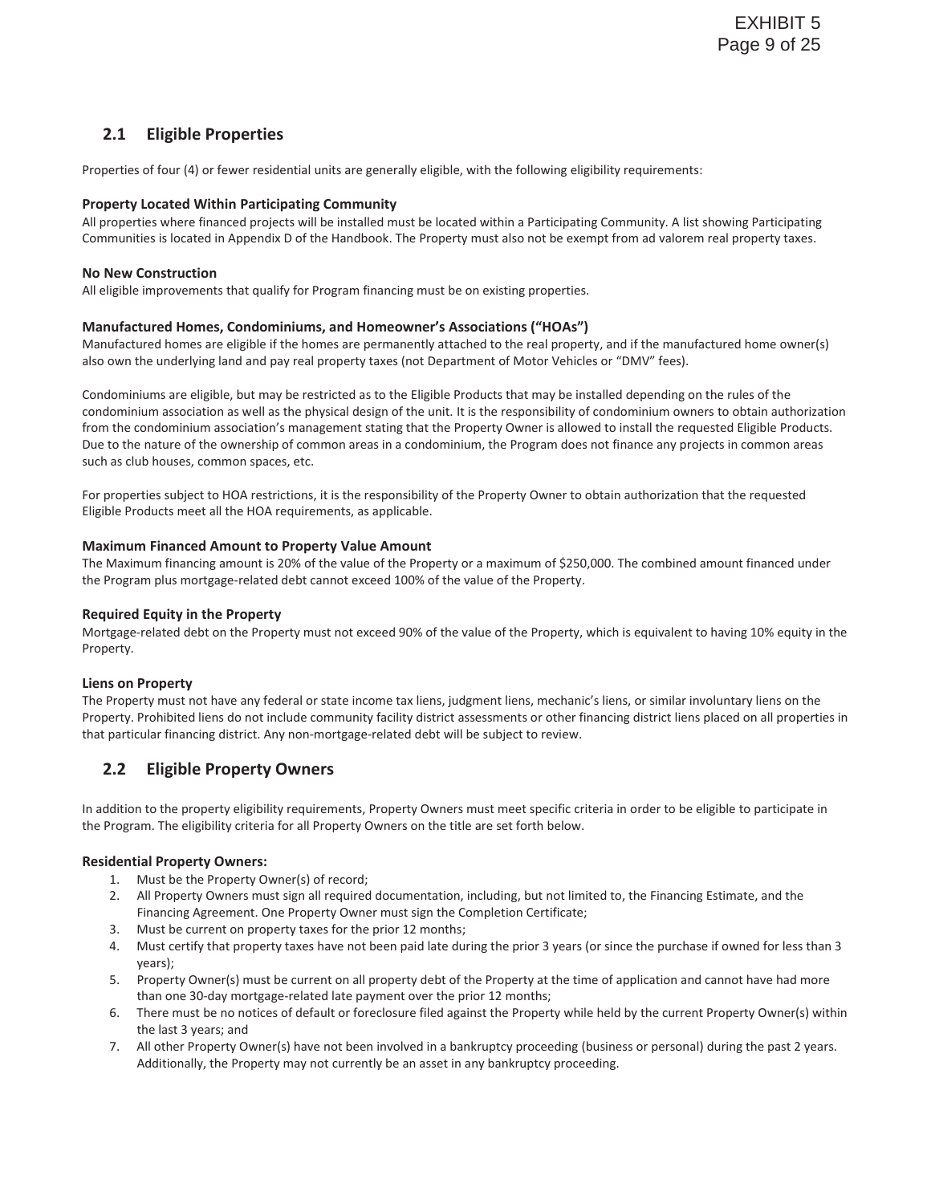## 2.1 Eligible Properties

Properties of four (4) or fewer residential units are generally eligible, with the following eligibility requirements:

**Property Located Within Participating Community**

All properties where financed projects will be installed must be located within a Participating Community. A list showing Participating Communities is located in Appendix D of the Handbook. The Property must also not be exempt from ad valorem real property taxes.

**No New Construction**

All eligible improvements that qualify for Program financing must be on existing properties.

**Manufactured Homes, Condominiums, and Homeowner's Associations ("HOAs")**

Manufactured homes are eligible if the homes are permanently attached to the real property, and if the manufactured home owner(s) also own the underlying land and pay real property taxes (not Department of Motor Vehicles or "DMV" fees).

Condominiums are eligible, but may be restricted as to the Eligible Products that may be installed depending on the rules of the condominium association as well as the physical design of the unit. It is the responsibility of condominium owners to obtain authorization from the condominium association's management stating that the Property Owner is allowed to install the requested Eligible Products. Due to the nature of the ownership of common areas in a condominium, the Program does not finance any projects in common areas such as club houses, common spaces, etc.

For properties subject to HOA restrictions, it is the responsibility of the Property Owner to obtain authorization that the requested Eligible Products meet all the HOA requirements, as applicable.

**Maximum Financed Amount to Property Value Amount**

The Maximum financing amount is 20% of the value of the Property or a maximum of $250,000. The combined amount financed under the Program plus mortgage-related debt cannot exceed 100% of the value of the Property.

**Required Equity in the Property**

Mortgage-related debt on the Property must not exceed 90% of the value of the Property, which is equivalent to having 10% equity in the Property.

**Liens on Property**

The Property must not have any federal or state income tax liens, judgment liens, mechanic's liens, or similar involuntary liens on the Property. Prohibited liens do not include community facility district assessments or other financing district liens placed on all properties in that particular financing district. Any non-mortgage-related debt will be subject to review.

## 2.2 Eligible Property Owners

In addition to the property eligibility requirements, Property Owners must meet specific criteria in order to be eligible to participate in the Program. The eligibility criteria for all Property Owners on the title are set forth below.

**Residential Property Owners:**

1. Must be the Property Owner(s) of record;
2. All Property Owners must sign all required documentation, including, but not limited to, the Financing Estimate, and the Financing Agreement. One Property Owner must sign the Completion Certificate;
3. Must be current on property taxes for the prior 12 months;
4. Must certify that property taxes have not been paid late during the prior 3 years (or since the purchase if owned for less than 3 years);
5. Property Owner(s) must be current on all property debt of the Property at the time of application and cannot have had more than one 30-day mortgage-related late payment over the prior 12 months;
6. There must be no notices of default or foreclosure filed against the Property while held by the current Property Owner(s) within the last 3 years; and
7. All other Property Owner(s) have not been involved in a bankruptcy proceeding (business or personal) during the past 2 years. Additionally, the Property may not currently be an asset in any bankruptcy proceeding.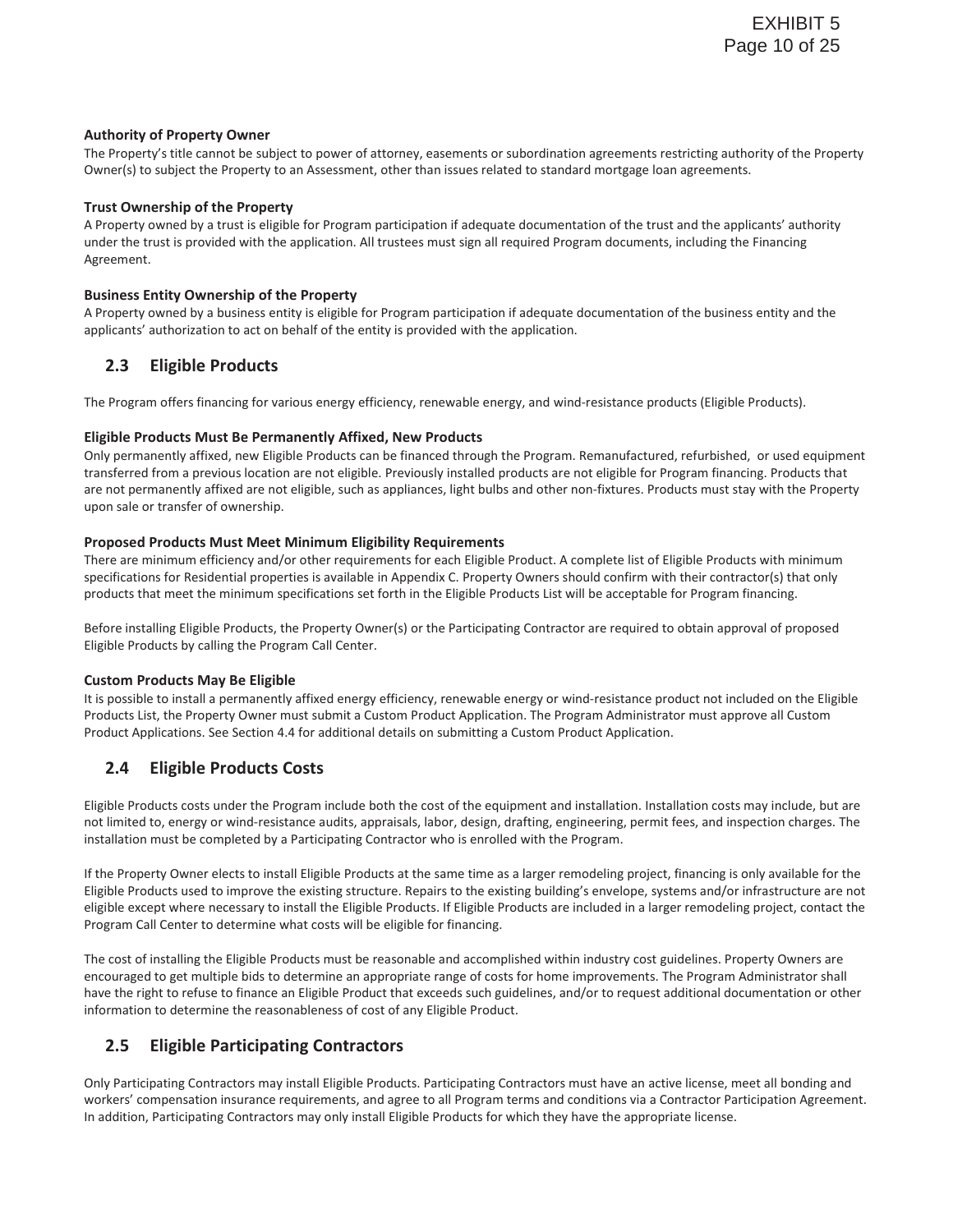### Authority of Property Owner

The Property's title cannot be subject to power of attorney, easements or subordination agreements restricting authority of the Property Owner(s) to subject the Property to an Assessment, other than issues related to standard mortgage loan agreements.

### Trust Ownership of the Property

A Property owned by a trust is eligible for Program participation if adequate documentation of the trust and the applicants' authority under the trust is provided with the application. All trustees must sign all required Program documents, including the Financing Agreement.

### Business Entity Ownership of the Property

A Property owned by a business entity is eligible for Program participation if adequate documentation of the business entity and the applicants' authorization to act on behalf of the entity is provided with the application.

## 2.3 Eligible Products

The Program offers financing for various energy efficiency, renewable energy, and wind-resistance products (Eligible Products).

### Eligible Products Must Be Permanently Affixed, New Products

Only permanently affixed, new Eligible Products can be financed through the Program. Remanufactured, refurbished, or used equipment transferred from a previous location are not eligible. Previously installed products are not eligible for Program financing. Products that are not permanently affixed are not eligible, such as appliances, light bulbs and other non-fixtures. Products must stay with the Property upon sale or transfer of ownership.

### Proposed Products Must Meet Minimum Eligibility Requirements

There are minimum efficiency and/or other requirements for each Eligible Product. A complete list of Eligible Products with minimum specifications for Residential properties is available in Appendix C. Property Owners should confirm with their contractor(s) that only products that meet the minimum specifications set forth in the Eligible Products List will be acceptable for Program financing.

Before installing Eligible Products, the Property Owner(s) or the Participating Contractor are required to obtain approval of proposed Eligible Products by calling the Program Call Center.

### Custom Products May Be Eligible

It is possible to install a permanently affixed energy efficiency, renewable energy or wind-resistance product not included on the Eligible Products List, the Property Owner must submit a Custom Product Application. The Program Administrator must approve all Custom Product Applications. See Section 4.4 for additional details on submitting a Custom Product Application.

## 2.4 Eligible Products Costs

Eligible Products costs under the Program include both the cost of the equipment and installation. Installation costs may include, but are not limited to, energy or wind-resistance audits, appraisals, labor, design, drafting, engineering, permit fees, and inspection charges. The installation must be completed by a Participating Contractor who is enrolled with the Program.

If the Property Owner elects to install Eligible Products at the same time as a larger remodeling project, financing is only available for the Eligible Products used to improve the existing structure. Repairs to the existing building's envelope, systems and/or infrastructure are not eligible except where necessary to install the Eligible Products. If Eligible Products are included in a larger remodeling project, contact the Program Call Center to determine what costs will be eligible for financing.

The cost of installing the Eligible Products must be reasonable and accomplished within industry cost guidelines. Property Owners are encouraged to get multiple bids to determine an appropriate range of costs for home improvements. The Program Administrator shall have the right to refuse to finance an Eligible Product that exceeds such guidelines, and/or to request additional documentation or other information to determine the reasonableness of cost of any Eligible Product.

## 2.5 Eligible Participating Contractors

Only Participating Contractors may install Eligible Products. Participating Contractors must have an active license, meet all bonding and workers' compensation insurance requirements, and agree to all Program terms and conditions via a Contractor Participation Agreement. In addition, Participating Contractors may only install Eligible Products for which they have the appropriate license.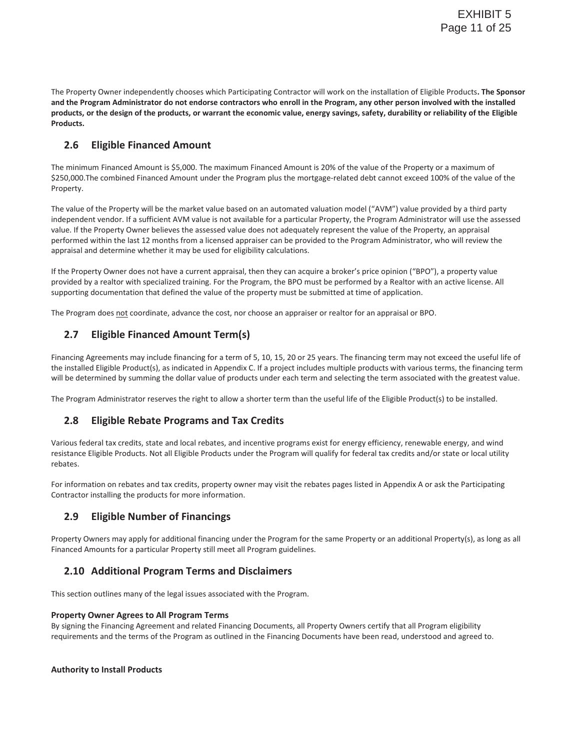The Property Owner independently chooses which Participating Contractor will work on the installation of Eligible Products**. The Sponsor and the Program Administrator do not endorse contractors who enroll in the Program, any other person involved with the installed products, or the design of the products, or warrant the economic value, energy savings, safety, durability or reliability of the Eligible Products.**

## 2.6 Eligible Financed Amount

The minimum Financed Amount is $5,000. The maximum Financed Amount is 20% of the value of the Property or a maximum of $250,000.The combined Financed Amount under the Program plus the mortgage-related debt cannot exceed 100% of the value of the Property.

The value of the Property will be the market value based on an automated valuation model ("AVM") value provided by a third party independent vendor. If a sufficient AVM value is not available for a particular Property, the Program Administrator will use the assessed value. If the Property Owner believes the assessed value does not adequately represent the value of the Property, an appraisal performed within the last 12 months from a licensed appraiser can be provided to the Program Administrator, who will review the appraisal and determine whether it may be used for eligibility calculations.

If the Property Owner does not have a current appraisal, then they can acquire a broker's price opinion ("BPO"), a property value provided by a realtor with specialized training. For the Program, the BPO must be performed by a Realtor with an active license. All supporting documentation that defined the value of the property must be submitted at time of application.

The Program does not coordinate, advance the cost, nor choose an appraiser or realtor for an appraisal or BPO.

## 2.7 Eligible Financed Amount Term(s)

Financing Agreements may include financing for a term of 5, 10, 15, 20 or 25 years. The financing term may not exceed the useful life of the installed Eligible Product(s), as indicated in Appendix C. If a project includes multiple products with various terms, the financing term will be determined by summing the dollar value of products under each term and selecting the term associated with the greatest value.

The Program Administrator reserves the right to allow a shorter term than the useful life of the Eligible Product(s) to be installed.

## 2.8 Eligible Rebate Programs and Tax Credits

Various federal tax credits, state and local rebates, and incentive programs exist for energy efficiency, renewable energy, and wind resistance Eligible Products. Not all Eligible Products under the Program will qualify for federal tax credits and/or state or local utility rebates.

For information on rebates and tax credits, property owner may visit the rebates pages listed in Appendix A or ask the Participating Contractor installing the products for more information.

## 2.9 Eligible Number of Financings

Property Owners may apply for additional financing under the Program for the same Property or an additional Property(s), as long as all Financed Amounts for a particular Property still meet all Program guidelines.

## 2.10 Additional Program Terms and Disclaimers

This section outlines many of the legal issues associated with the Program.

**Property Owner Agrees to All Program Terms**
By signing the Financing Agreement and related Financing Documents, all Property Owners certify that all Program eligibility requirements and the terms of the Program as outlined in the Financing Documents have been read, understood and agreed to.

**Authority to Install Products**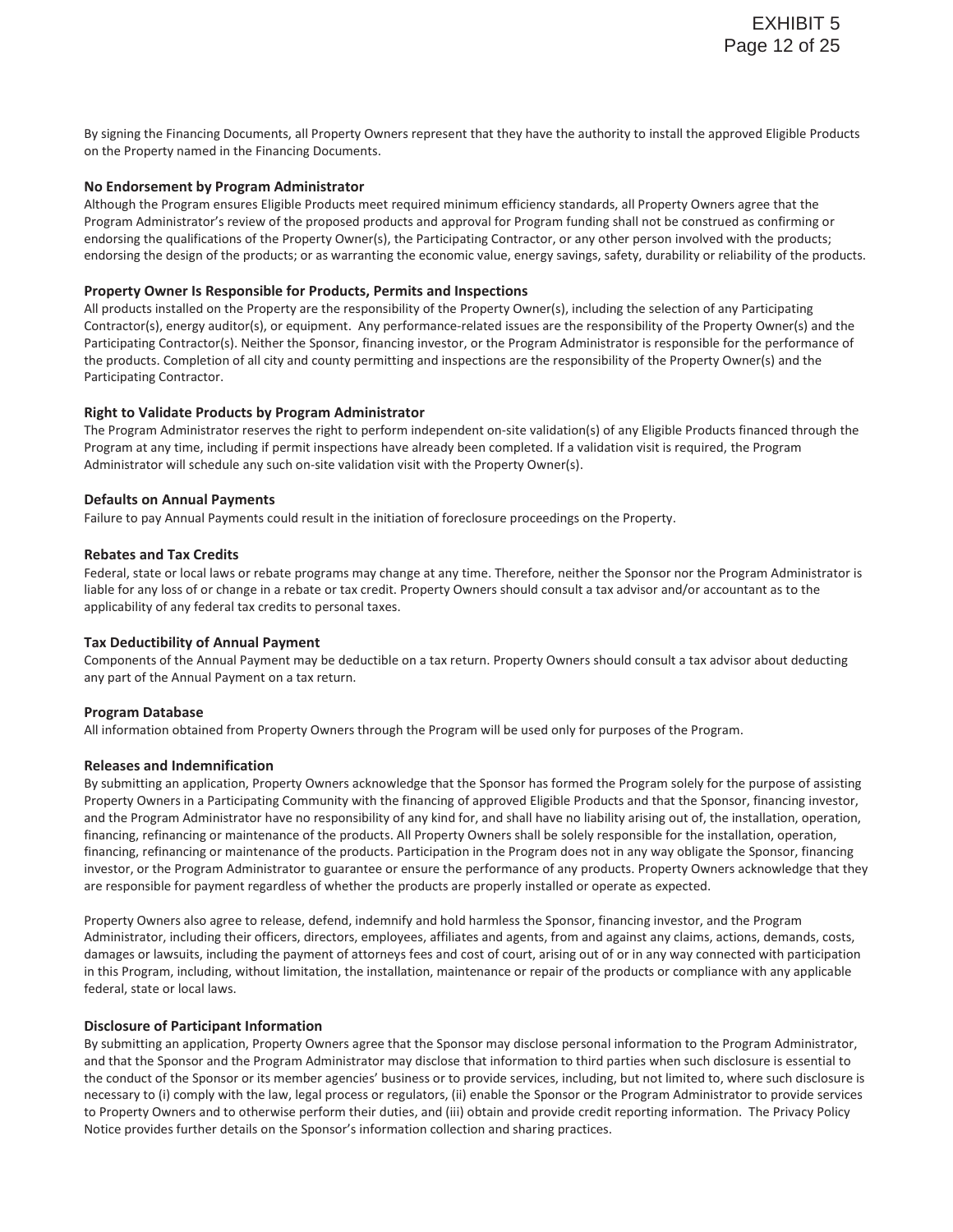By signing the Financing Documents, all Property Owners represent that they have the authority to install the approved Eligible Products on the Property named in the Financing Documents.

**No Endorsement by Program Administrator**

Although the Program ensures Eligible Products meet required minimum efficiency standards, all Property Owners agree that the Program Administrator's review of the proposed products and approval for Program funding shall not be construed as confirming or endorsing the qualifications of the Property Owner(s), the Participating Contractor, or any other person involved with the products; endorsing the design of the products; or as warranting the economic value, energy savings, safety, durability or reliability of the products.

**Property Owner Is Responsible for Products, Permits and Inspections**

All products installed on the Property are the responsibility of the Property Owner(s), including the selection of any Participating Contractor(s), energy auditor(s), or equipment. Any performance-related issues are the responsibility of the Property Owner(s) and the Participating Contractor(s). Neither the Sponsor, financing investor, or the Program Administrator is responsible for the performance of the products. Completion of all city and county permitting and inspections are the responsibility of the Property Owner(s) and the Participating Contractor.

**Right to Validate Products by Program Administrator**

The Program Administrator reserves the right to perform independent on-site validation(s) of any Eligible Products financed through the Program at any time, including if permit inspections have already been completed. If a validation visit is required, the Program Administrator will schedule any such on-site validation visit with the Property Owner(s).

**Defaults on Annual Payments**

Failure to pay Annual Payments could result in the initiation of foreclosure proceedings on the Property.

**Rebates and Tax Credits**

Federal, state or local laws or rebate programs may change at any time. Therefore, neither the Sponsor nor the Program Administrator is liable for any loss of or change in a rebate or tax credit. Property Owners should consult a tax advisor and/or accountant as to the applicability of any federal tax credits to personal taxes.

**Tax Deductibility of Annual Payment**

Components of the Annual Payment may be deductible on a tax return. Property Owners should consult a tax advisor about deducting any part of the Annual Payment on a tax return.

**Program Database**

All information obtained from Property Owners through the Program will be used only for purposes of the Program.

**Releases and Indemnification**

By submitting an application, Property Owners acknowledge that the Sponsor has formed the Program solely for the purpose of assisting Property Owners in a Participating Community with the financing of approved Eligible Products and that the Sponsor, financing investor, and the Program Administrator have no responsibility of any kind for, and shall have no liability arising out of, the installation, operation, financing, refinancing or maintenance of the products. All Property Owners shall be solely responsible for the installation, operation, financing, refinancing or maintenance of the products. Participation in the Program does not in any way obligate the Sponsor, financing investor, or the Program Administrator to guarantee or ensure the performance of any products. Property Owners acknowledge that they are responsible for payment regardless of whether the products are properly installed or operate as expected.

Property Owners also agree to release, defend, indemnify and hold harmless the Sponsor, financing investor, and the Program Administrator, including their officers, directors, employees, affiliates and agents, from and against any claims, actions, demands, costs, damages or lawsuits, including the payment of attorneys fees and cost of court, arising out of or in any way connected with participation in this Program, including, without limitation, the installation, maintenance or repair of the products or compliance with any applicable federal, state or local laws.

**Disclosure of Participant Information**

By submitting an application, Property Owners agree that the Sponsor may disclose personal information to the Program Administrator, and that the Sponsor and the Program Administrator may disclose that information to third parties when such disclosure is essential to the conduct of the Sponsor or its member agencies' business or to provide services, including, but not limited to, where such disclosure is necessary to (i) comply with the law, legal process or regulators, (ii) enable the Sponsor or the Program Administrator to provide services to Property Owners and to otherwise perform their duties, and (iii) obtain and provide credit reporting information. The Privacy Policy Notice provides further details on the Sponsor's information collection and sharing practices.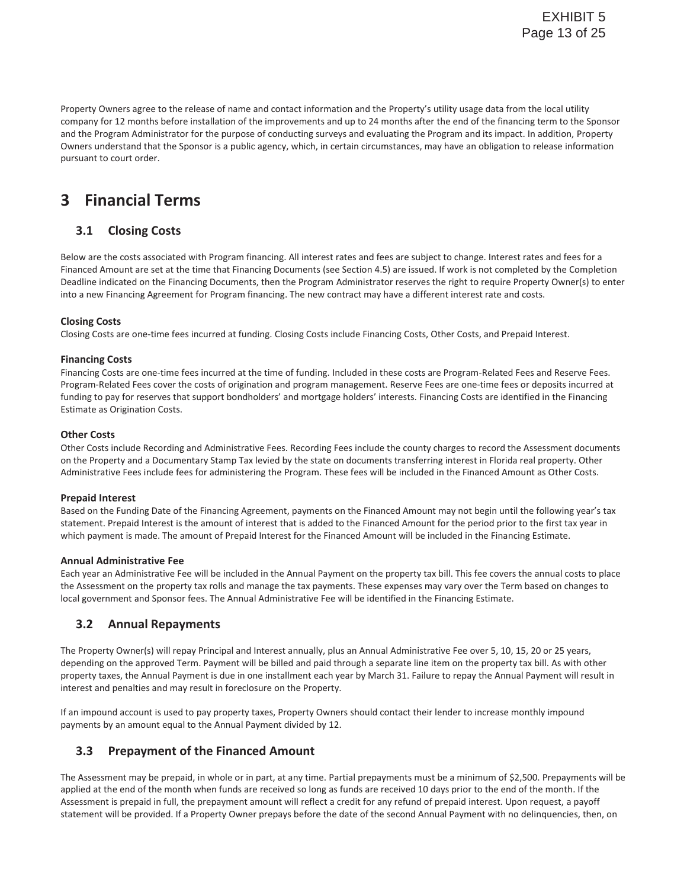Property Owners agree to the release of name and contact information and the Property's utility usage data from the local utility company for 12 months before installation of the improvements and up to 24 months after the end of the financing term to the Sponsor and the Program Administrator for the purpose of conducting surveys and evaluating the Program and its impact. In addition, Property Owners understand that the Sponsor is a public agency, which, in certain circumstances, may have an obligation to release information pursuant to court order.

# 3 Financial Terms

## 3.1 Closing Costs

Below are the costs associated with Program financing. All interest rates and fees are subject to change. Interest rates and fees for a Financed Amount are set at the time that Financing Documents (see Section 4.5) are issued. If work is not completed by the Completion Deadline indicated on the Financing Documents, then the Program Administrator reserves the right to require Property Owner(s) to enter into a new Financing Agreement for Program financing. The new contract may have a different interest rate and costs.

**Closing Costs**
Closing Costs are one-time fees incurred at funding. Closing Costs include Financing Costs, Other Costs, and Prepaid Interest.

**Financing Costs**
Financing Costs are one-time fees incurred at the time of funding. Included in these costs are Program-Related Fees and Reserve Fees. Program-Related Fees cover the costs of origination and program management. Reserve Fees are one-time fees or deposits incurred at funding to pay for reserves that support bondholders' and mortgage holders' interests. Financing Costs are identified in the Financing Estimate as Origination Costs.

**Other Costs**
Other Costs include Recording and Administrative Fees. Recording Fees include the county charges to record the Assessment documents on the Property and a Documentary Stamp Tax levied by the state on documents transferring interest in Florida real property. Other Administrative Fees include fees for administering the Program. These fees will be included in the Financed Amount as Other Costs.

**Prepaid Interest**
Based on the Funding Date of the Financing Agreement, payments on the Financed Amount may not begin until the following year's tax statement. Prepaid Interest is the amount of interest that is added to the Financed Amount for the period prior to the first tax year in which payment is made. The amount of Prepaid Interest for the Financed Amount will be included in the Financing Estimate.

**Annual Administrative Fee**
Each year an Administrative Fee will be included in the Annual Payment on the property tax bill. This fee covers the annual costs to place the Assessment on the property tax rolls and manage the tax payments. These expenses may vary over the Term based on changes to local government and Sponsor fees. The Annual Administrative Fee will be identified in the Financing Estimate.

## 3.2 Annual Repayments

The Property Owner(s) will repay Principal and Interest annually, plus an Annual Administrative Fee over 5, 10, 15, 20 or 25 years, depending on the approved Term. Payment will be billed and paid through a separate line item on the property tax bill. As with other property taxes, the Annual Payment is due in one installment each year by March 31. Failure to repay the Annual Payment will result in interest and penalties and may result in foreclosure on the Property.

If an impound account is used to pay property taxes, Property Owners should contact their lender to increase monthly impound payments by an amount equal to the Annual Payment divided by 12.

## 3.3 Prepayment of the Financed Amount

The Assessment may be prepaid, in whole or in part, at any time. Partial prepayments must be a minimum of $2,500. Prepayments will be applied at the end of the month when funds are received so long as funds are received 10 days prior to the end of the month. If the Assessment is prepaid in full, the prepayment amount will reflect a credit for any refund of prepaid interest. Upon request, a payoff statement will be provided. If a Property Owner prepays before the date of the second Annual Payment with no delinquencies, then, on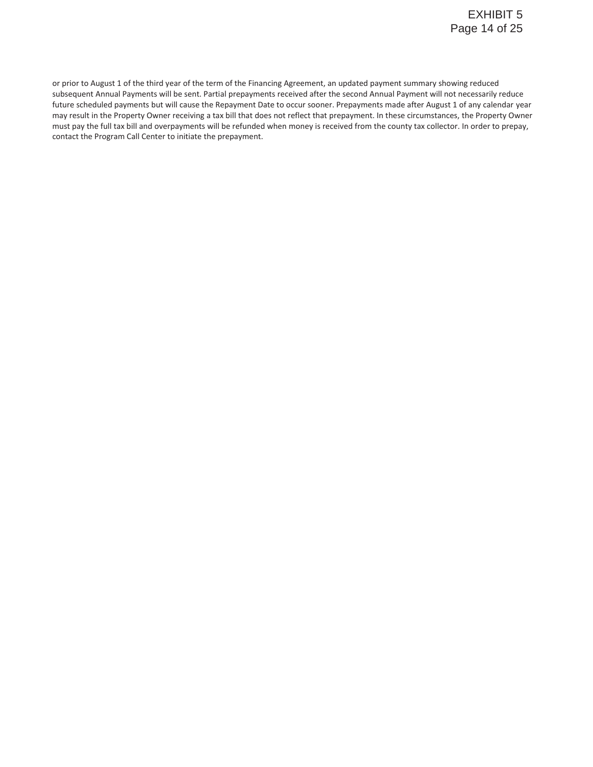or prior to August 1 of the third year of the term of the Financing Agreement, an updated payment summary showing reduced subsequent Annual Payments will be sent. Partial prepayments received after the second Annual Payment will not necessarily reduce future scheduled payments but will cause the Repayment Date to occur sooner. Prepayments made after August 1 of any calendar year may result in the Property Owner receiving a tax bill that does not reflect that prepayment. In these circumstances, the Property Owner must pay the full tax bill and overpayments will be refunded when money is received from the county tax collector. In order to prepay, contact the Program Call Center to initiate the prepayment.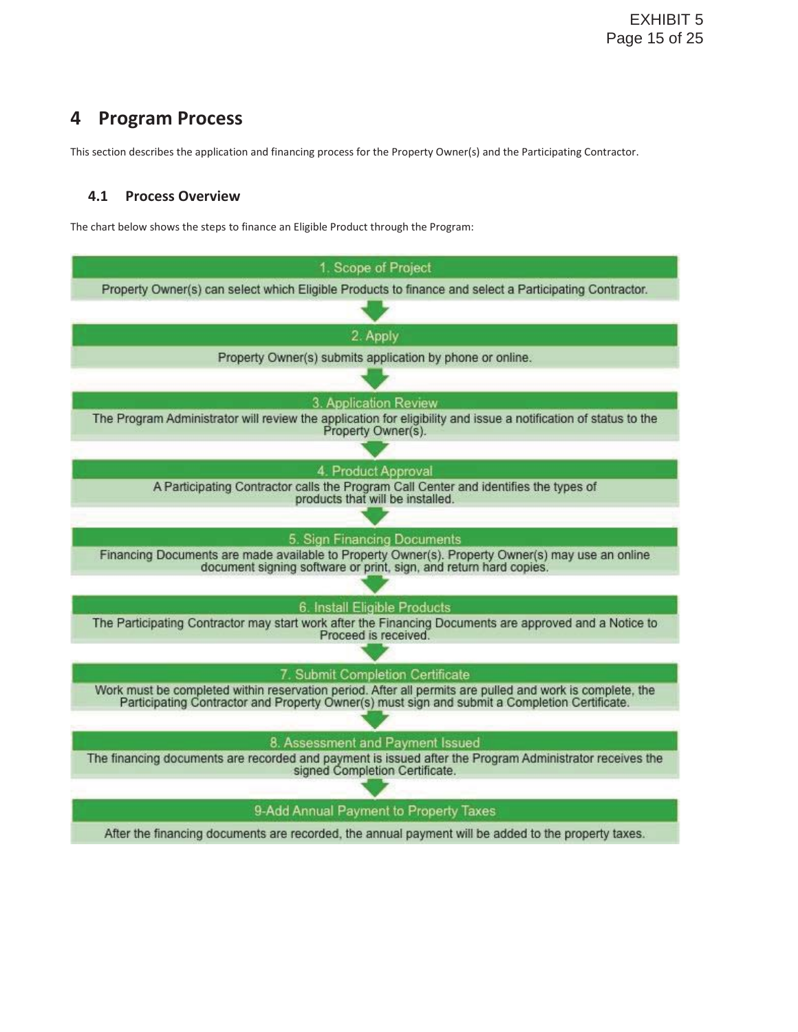# 4 Program Process

This section describes the application and financing process for the Property Owner(s) and the Participating Contractor.

## 4.1 Process Overview

The chart below shows the steps to finance an Eligible Product through the Program:

**1. Scope of Project**

Property Owner(s) can select which Eligible Products to finance and select a Participating Contractor.

**2. Apply**

Property Owner(s) submits application by phone or online.

**3. Application Review**

The Program Administrator will review the application for eligibility and issue a notification of status to the Property Owner(s).

**4. Product Approval**

A Participating Contractor calls the Program Call Center and identifies the types of products that will be installed.

**5. Sign Financing Documents**

Financing Documents are made available to Property Owner(s). Property Owner(s) may use an online document signing software or print, sign, and return hard copies.

**6. Install Eligible Products**

The Participating Contractor may start work after the Financing Documents are approved and a Notice to Proceed is received.

**7. Submit Completion Certificate**

Work must be completed within reservation period. After all permits are pulled and work is complete, the Participating Contractor and Property Owner(s) must sign and submit a Completion Certificate.

**8. Assessment and Payment Issued**

The financing documents are recorded and payment is issued after the Program Administrator receives the signed Completion Certificate.

**9-Add Annual Payment to Property Taxes**

After the financing documents are recorded, the annual payment will be added to the property taxes.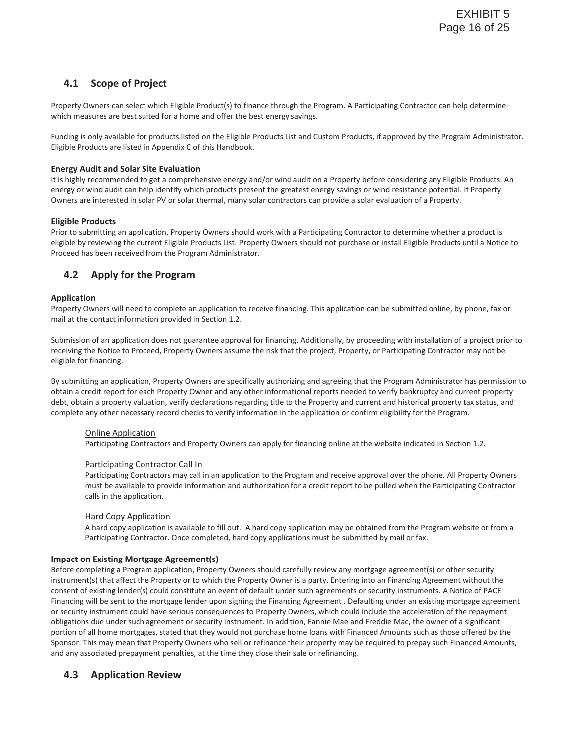## 4.1 Scope of Project

Property Owners can select which Eligible Product(s) to finance through the Program. A Participating Contractor can help determine which measures are best suited for a home and offer the best energy savings.

Funding is only available for products listed on the Eligible Products List and Custom Products, if approved by the Program Administrator. Eligible Products are listed in Appendix C of this Handbook.

**Energy Audit and Solar Site Evaluation**
It is highly recommended to get a comprehensive energy and/or wind audit on a Property before considering any Eligible Products. An energy or wind audit can help identify which products present the greatest energy savings or wind resistance potential. If Property Owners are interested in solar PV or solar thermal, many solar contractors can provide a solar evaluation of a Property.

**Eligible Products**
Prior to submitting an application, Property Owners should work with a Participating Contractor to determine whether a product is eligible by reviewing the current Eligible Products List. Property Owners should not purchase or install Eligible Products until a Notice to Proceed has been received from the Program Administrator.

## 4.2 Apply for the Program

**Application**
Property Owners will need to complete an application to receive financing. This application can be submitted online, by phone, fax or mail at the contact information provided in Section 1.2.

Submission of an application does not guarantee approval for financing. Additionally, by proceeding with installation of a project prior to receiving the Notice to Proceed, Property Owners assume the risk that the project, Property, or Participating Contractor may not be eligible for financing.

By submitting an application, Property Owners are specifically authorizing and agreeing that the Program Administrator has permission to obtain a credit report for each Property Owner and any other informational reports needed to verify bankruptcy and current property debt, obtain a property valuation, verify declarations regarding title to the Property and current and historical property tax status, and complete any other necessary record checks to verify information in the application or confirm eligibility for the Program.

<u>Online Application</u>
Participating Contractors and Property Owners can apply for financing online at the website indicated in Section 1.2.

<u>Participating Contractor Call In</u>
Participating Contractors may call in an application to the Program and receive approval over the phone. All Property Owners must be available to provide information and authorization for a credit report to be pulled when the Participating Contractor calls in the application.

<u>Hard Copy Application</u>
A hard copy application is available to fill out. A hard copy application may be obtained from the Program website or from a Participating Contractor. Once completed, hard copy applications must be submitted by mail or fax.

**Impact on Existing Mortgage Agreement(s)**
Before completing a Program application, Property Owners should carefully review any mortgage agreement(s) or other security instrument(s) that affect the Property or to which the Property Owner is a party. Entering into an Financing Agreement without the consent of existing lender(s) could constitute an event of default under such agreements or security instruments. A Notice of PACE Financing will be sent to the mortgage lender upon signing the Financing Agreement . Defaulting under an existing mortgage agreement or security instrument could have serious consequences to Property Owners, which could include the acceleration of the repayment obligations due under such agreement or security instrument. In addition, Fannie Mae and Freddie Mac, the owner of a significant portion of all home mortgages, stated that they would not purchase home loans with Financed Amounts such as those offered by the Sponsor. This may mean that Property Owners who sell or refinance their property may be required to prepay such Financed Amounts, and any associated prepayment penalties, at the time they close their sale or refinancing.

## 4.3 Application Review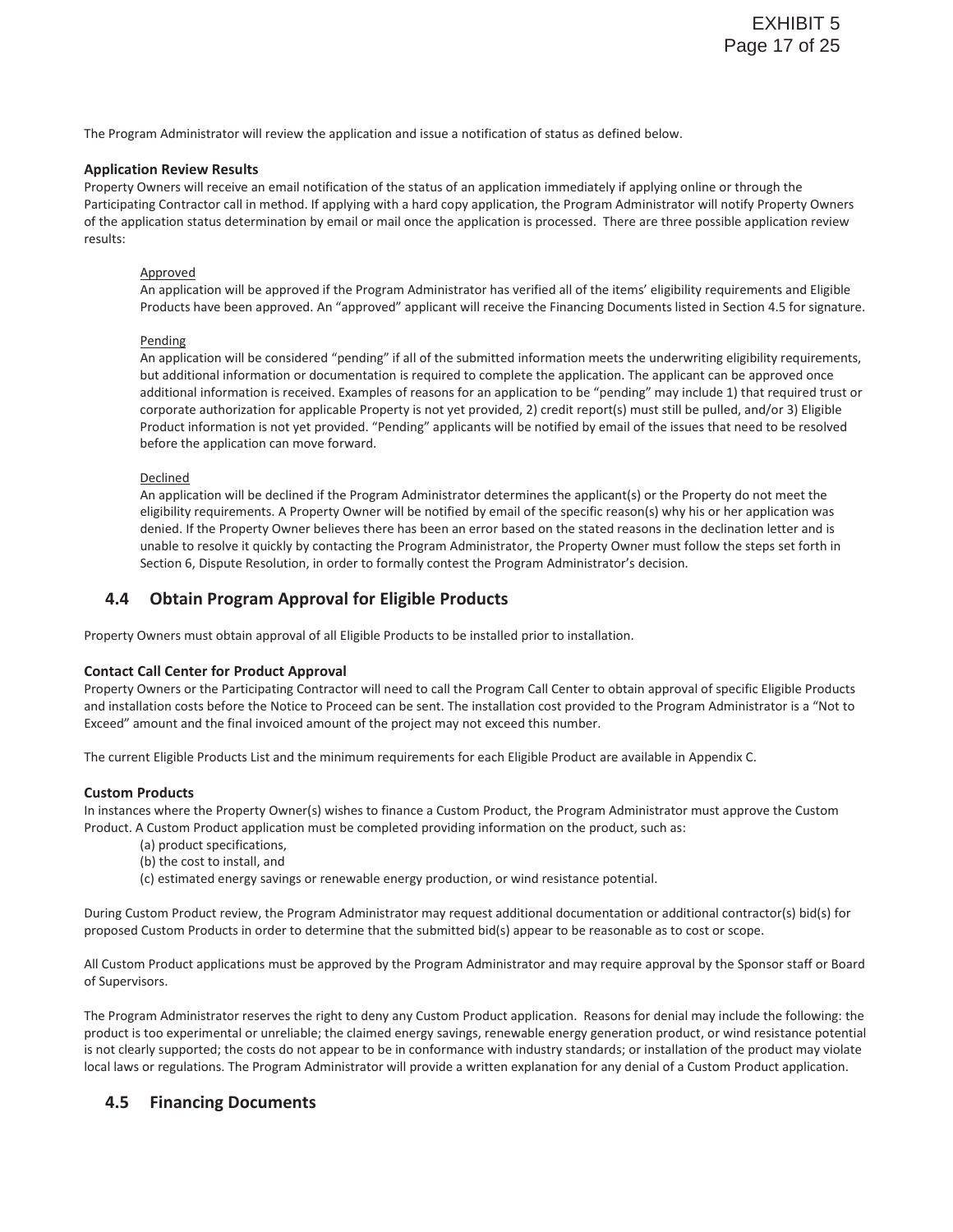The Program Administrator will review the application and issue a notification of status as defined below.

**Application Review Results**

Property Owners will receive an email notification of the status of an application immediately if applying online or through the Participating Contractor call in method. If applying with a hard copy application, the Program Administrator will notify Property Owners of the application status determination by email or mail once the application is processed. There are three possible application review results:

<u>Approved</u>

An application will be approved if the Program Administrator has verified all of the items' eligibility requirements and Eligible Products have been approved. An "approved" applicant will receive the Financing Documents listed in Section 4.5 for signature.

<u>Pending</u>

An application will be considered "pending" if all of the submitted information meets the underwriting eligibility requirements, but additional information or documentation is required to complete the application. The applicant can be approved once additional information is received. Examples of reasons for an application to be "pending" may include 1) that required trust or corporate authorization for applicable Property is not yet provided, 2) credit report(s) must still be pulled, and/or 3) Eligible Product information is not yet provided. "Pending" applicants will be notified by email of the issues that need to be resolved before the application can move forward.

<u>Declined</u>

An application will be declined if the Program Administrator determines the applicant(s) or the Property do not meet the eligibility requirements. A Property Owner will be notified by email of the specific reason(s) why his or her application was denied. If the Property Owner believes there has been an error based on the stated reasons in the declination letter and is unable to resolve it quickly by contacting the Program Administrator, the Property Owner must follow the steps set forth in Section 6, Dispute Resolution, in order to formally contest the Program Administrator's decision.

## 4.4 Obtain Program Approval for Eligible Products

Property Owners must obtain approval of all Eligible Products to be installed prior to installation.

**Contact Call Center for Product Approval**

Property Owners or the Participating Contractor will need to call the Program Call Center to obtain approval of specific Eligible Products and installation costs before the Notice to Proceed can be sent. The installation cost provided to the Program Administrator is a "Not to Exceed" amount and the final invoiced amount of the project may not exceed this number.

The current Eligible Products List and the minimum requirements for each Eligible Product are available in Appendix C.

**Custom Products**

In instances where the Property Owner(s) wishes to finance a Custom Product, the Program Administrator must approve the Custom Product. A Custom Product application must be completed providing information on the product, such as:

(a) product specifications,
(b) the cost to install, and
(c) estimated energy savings or renewable energy production, or wind resistance potential.

During Custom Product review, the Program Administrator may request additional documentation or additional contractor(s) bid(s) for proposed Custom Products in order to determine that the submitted bid(s) appear to be reasonable as to cost or scope.

All Custom Product applications must be approved by the Program Administrator and may require approval by the Sponsor staff or Board of Supervisors.

The Program Administrator reserves the right to deny any Custom Product application. Reasons for denial may include the following: the product is too experimental or unreliable; the claimed energy savings, renewable energy generation product, or wind resistance potential is not clearly supported; the costs do not appear to be in conformance with industry standards; or installation of the product may violate local laws or regulations. The Program Administrator will provide a written explanation for any denial of a Custom Product application.

## 4.5 Financing Documents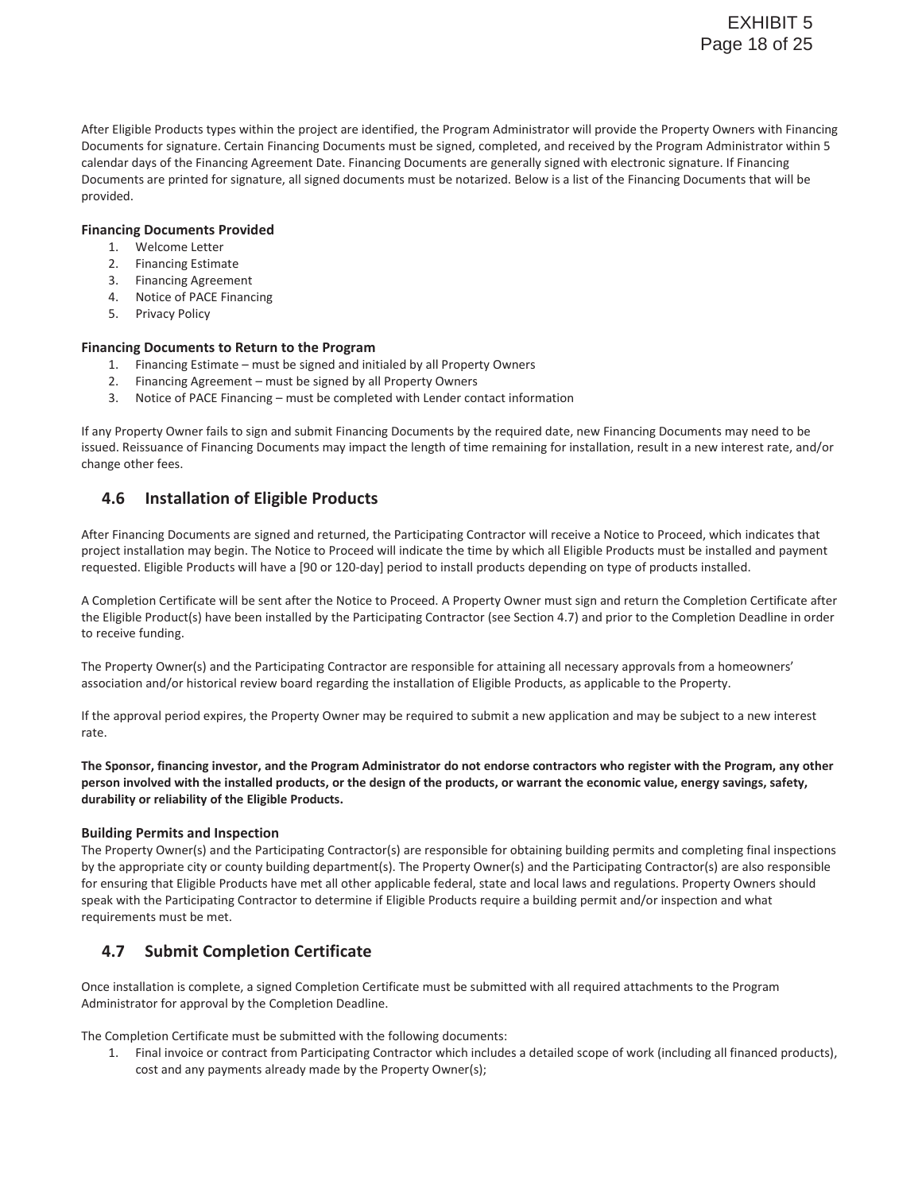After Eligible Products types within the project are identified, the Program Administrator will provide the Property Owners with Financing Documents for signature. Certain Financing Documents must be signed, completed, and received by the Program Administrator within 5 calendar days of the Financing Agreement Date. Financing Documents are generally signed with electronic signature. If Financing Documents are printed for signature, all signed documents must be notarized. Below is a list of the Financing Documents that will be provided.

**Financing Documents Provided**

1. Welcome Letter
2. Financing Estimate
3. Financing Agreement
4. Notice of PACE Financing
5. Privacy Policy

**Financing Documents to Return to the Program**

1. Financing Estimate – must be signed and initialed by all Property Owners
2. Financing Agreement – must be signed by all Property Owners
3. Notice of PACE Financing – must be completed with Lender contact information

If any Property Owner fails to sign and submit Financing Documents by the required date, new Financing Documents may need to be issued. Reissuance of Financing Documents may impact the length of time remaining for installation, result in a new interest rate, and/or change other fees.

## 4.6 Installation of Eligible Products

After Financing Documents are signed and returned, the Participating Contractor will receive a Notice to Proceed, which indicates that project installation may begin. The Notice to Proceed will indicate the time by which all Eligible Products must be installed and payment requested. Eligible Products will have a [90 or 120-day] period to install products depending on type of products installed.

A Completion Certificate will be sent after the Notice to Proceed. A Property Owner must sign and return the Completion Certificate after the Eligible Product(s) have been installed by the Participating Contractor (see Section 4.7) and prior to the Completion Deadline in order to receive funding.

The Property Owner(s) and the Participating Contractor are responsible for attaining all necessary approvals from a homeowners' association and/or historical review board regarding the installation of Eligible Products, as applicable to the Property.

If the approval period expires, the Property Owner may be required to submit a new application and may be subject to a new interest rate.

**The Sponsor, financing investor, and the Program Administrator do not endorse contractors who register with the Program, any other person involved with the installed products, or the design of the products, or warrant the economic value, energy savings, safety, durability or reliability of the Eligible Products.**

**Building Permits and Inspection**

The Property Owner(s) and the Participating Contractor(s) are responsible for obtaining building permits and completing final inspections by the appropriate city or county building department(s). The Property Owner(s) and the Participating Contractor(s) are also responsible for ensuring that Eligible Products have met all other applicable federal, state and local laws and regulations. Property Owners should speak with the Participating Contractor to determine if Eligible Products require a building permit and/or inspection and what requirements must be met.

## 4.7 Submit Completion Certificate

Once installation is complete, a signed Completion Certificate must be submitted with all required attachments to the Program Administrator for approval by the Completion Deadline.

The Completion Certificate must be submitted with the following documents:

1. Final invoice or contract from Participating Contractor which includes a detailed scope of work (including all financed products), cost and any payments already made by the Property Owner(s);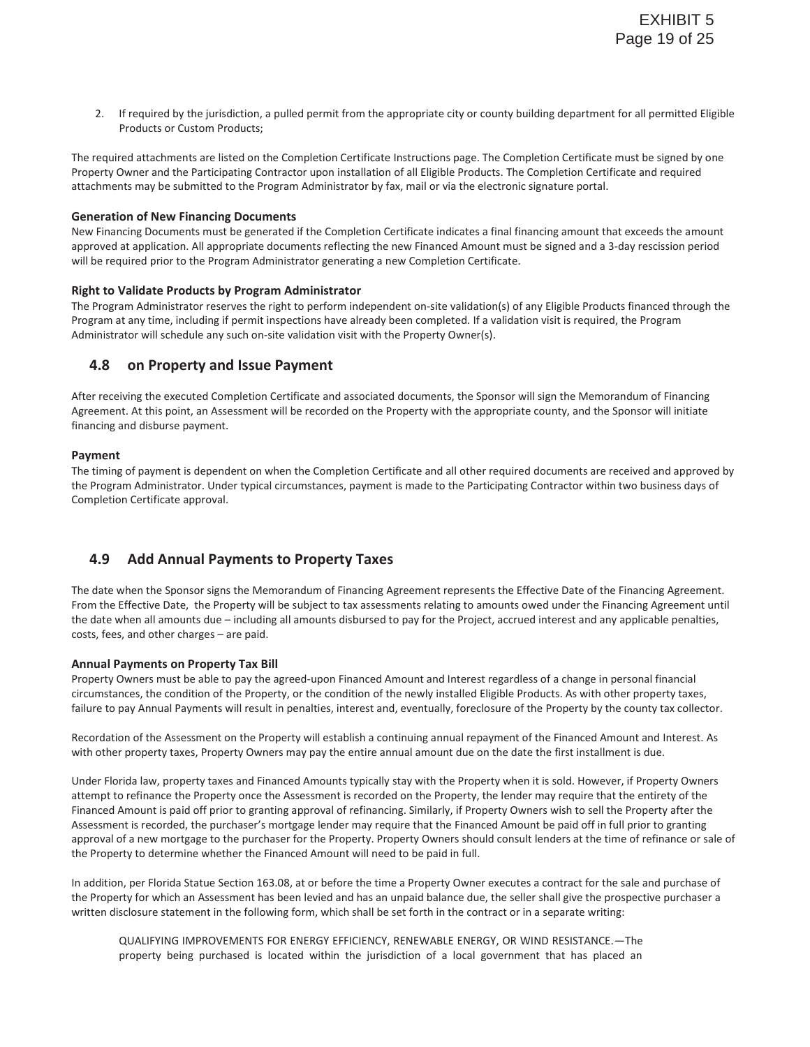2. If required by the jurisdiction, a pulled permit from the appropriate city or county building department for all permitted Eligible Products or Custom Products;

The required attachments are listed on the Completion Certificate Instructions page. The Completion Certificate must be signed by one Property Owner and the Participating Contractor upon installation of all Eligible Products. The Completion Certificate and required attachments may be submitted to the Program Administrator by fax, mail or via the electronic signature portal.

**Generation of New Financing Documents**

New Financing Documents must be generated if the Completion Certificate indicates a final financing amount that exceeds the amount approved at application. All appropriate documents reflecting the new Financed Amount must be signed and a 3-day rescission period will be required prior to the Program Administrator generating a new Completion Certificate.

**Right to Validate Products by Program Administrator**

The Program Administrator reserves the right to perform independent on-site validation(s) of any Eligible Products financed through the Program at any time, including if permit inspections have already been completed. If a validation visit is required, the Program Administrator will schedule any such on-site validation visit with the Property Owner(s).

## 4.8 on Property and Issue Payment

After receiving the executed Completion Certificate and associated documents, the Sponsor will sign the Memorandum of Financing Agreement. At this point, an Assessment will be recorded on the Property with the appropriate county, and the Sponsor will initiate financing and disburse payment.

**Payment**

The timing of payment is dependent on when the Completion Certificate and all other required documents are received and approved by the Program Administrator. Under typical circumstances, payment is made to the Participating Contractor within two business days of Completion Certificate approval.

## 4.9 Add Annual Payments to Property Taxes

The date when the Sponsor signs the Memorandum of Financing Agreement represents the Effective Date of the Financing Agreement. From the Effective Date, the Property will be subject to tax assessments relating to amounts owed under the Financing Agreement until the date when all amounts due – including all amounts disbursed to pay for the Project, accrued interest and any applicable penalties, costs, fees, and other charges – are paid.

**Annual Payments on Property Tax Bill**

Property Owners must be able to pay the agreed-upon Financed Amount and Interest regardless of a change in personal financial circumstances, the condition of the Property, or the condition of the newly installed Eligible Products. As with other property taxes, failure to pay Annual Payments will result in penalties, interest and, eventually, foreclosure of the Property by the county tax collector.

Recordation of the Assessment on the Property will establish a continuing annual repayment of the Financed Amount and Interest. As with other property taxes, Property Owners may pay the entire annual amount due on the date the first installment is due.

Under Florida law, property taxes and Financed Amounts typically stay with the Property when it is sold. However, if Property Owners attempt to refinance the Property once the Assessment is recorded on the Property, the lender may require that the entirety of the Financed Amount is paid off prior to granting approval of refinancing. Similarly, if Property Owners wish to sell the Property after the Assessment is recorded, the purchaser's mortgage lender may require that the Financed Amount be paid off in full prior to granting approval of a new mortgage to the purchaser for the Property. Property Owners should consult lenders at the time of refinance or sale of the Property to determine whether the Financed Amount will need to be paid in full.

In addition, per Florida Statue Section 163.08, at or before the time a Property Owner executes a contract for the sale and purchase of the Property for which an Assessment has been levied and has an unpaid balance due, the seller shall give the prospective purchaser a written disclosure statement in the following form, which shall be set forth in the contract or in a separate writing:

> QUALIFYING IMPROVEMENTS FOR ENERGY EFFICIENCY, RENEWABLE ENERGY, OR WIND RESISTANCE.—The property being purchased is located within the jurisdiction of a local government that has placed an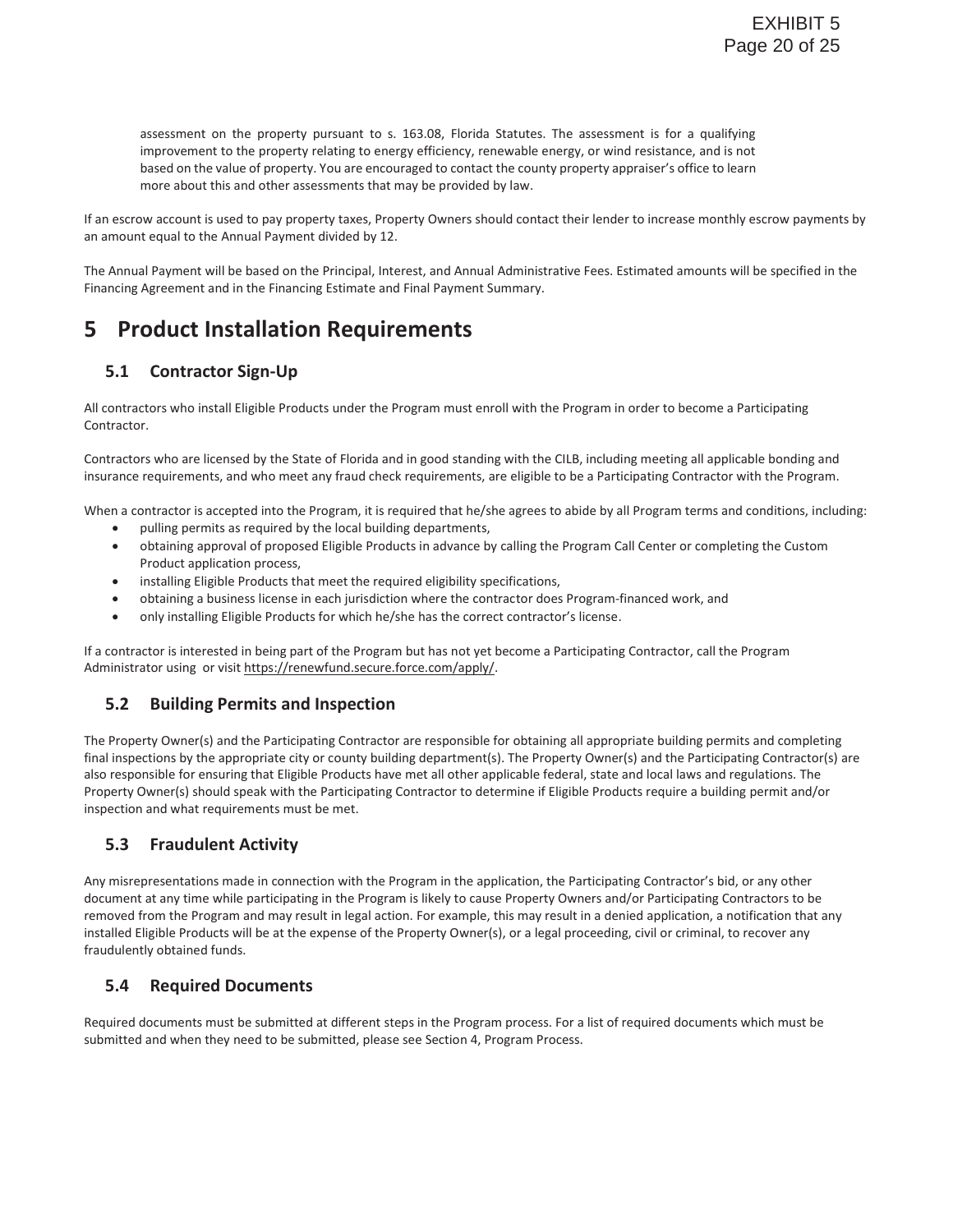> assessment on the property pursuant to s. 163.08, Florida Statutes. The assessment is for a qualifying improvement to the property relating to energy efficiency, renewable energy, or wind resistance, and is not based on the value of property. You are encouraged to contact the county property appraiser's office to learn more about this and other assessments that may be provided by law.

If an escrow account is used to pay property taxes, Property Owners should contact their lender to increase monthly escrow payments by an amount equal to the Annual Payment divided by 12.

The Annual Payment will be based on the Principal, Interest, and Annual Administrative Fees. Estimated amounts will be specified in the Financing Agreement and in the Financing Estimate and Final Payment Summary.

# 5 Product Installation Requirements

## 5.1 Contractor Sign-Up

All contractors who install Eligible Products under the Program must enroll with the Program in order to become a Participating Contractor.

Contractors who are licensed by the State of Florida and in good standing with the CILB, including meeting all applicable bonding and insurance requirements, and who meet any fraud check requirements, are eligible to be a Participating Contractor with the Program.

When a contractor is accepted into the Program, it is required that he/she agrees to abide by all Program terms and conditions, including:

- pulling permits as required by the local building departments,
- obtaining approval of proposed Eligible Products in advance by calling the Program Call Center or completing the Custom Product application process,
- installing Eligible Products that meet the required eligibility specifications,
- obtaining a business license in each jurisdiction where the contractor does Program-financed work, and
- only installing Eligible Products for which he/she has the correct contractor's license.

If a contractor is interested in being part of the Program but has not yet become a Participating Contractor, call the Program Administrator using  or visit https://renewfund.secure.force.com/apply/.

## 5.2 Building Permits and Inspection

The Property Owner(s) and the Participating Contractor are responsible for obtaining all appropriate building permits and completing final inspections by the appropriate city or county building department(s). The Property Owner(s) and the Participating Contractor(s) are also responsible for ensuring that Eligible Products have met all other applicable federal, state and local laws and regulations. The Property Owner(s) should speak with the Participating Contractor to determine if Eligible Products require a building permit and/or inspection and what requirements must be met.

## 5.3 Fraudulent Activity

Any misrepresentations made in connection with the Program in the application, the Participating Contractor's bid, or any other document at any time while participating in the Program is likely to cause Property Owners and/or Participating Contractors to be removed from the Program and may result in legal action. For example, this may result in a denied application, a notification that any installed Eligible Products will be at the expense of the Property Owner(s), or a legal proceeding, civil or criminal, to recover any fraudulently obtained funds.

## 5.4 Required Documents

Required documents must be submitted at different steps in the Program process. For a list of required documents which must be submitted and when they need to be submitted, please see Section 4, Program Process.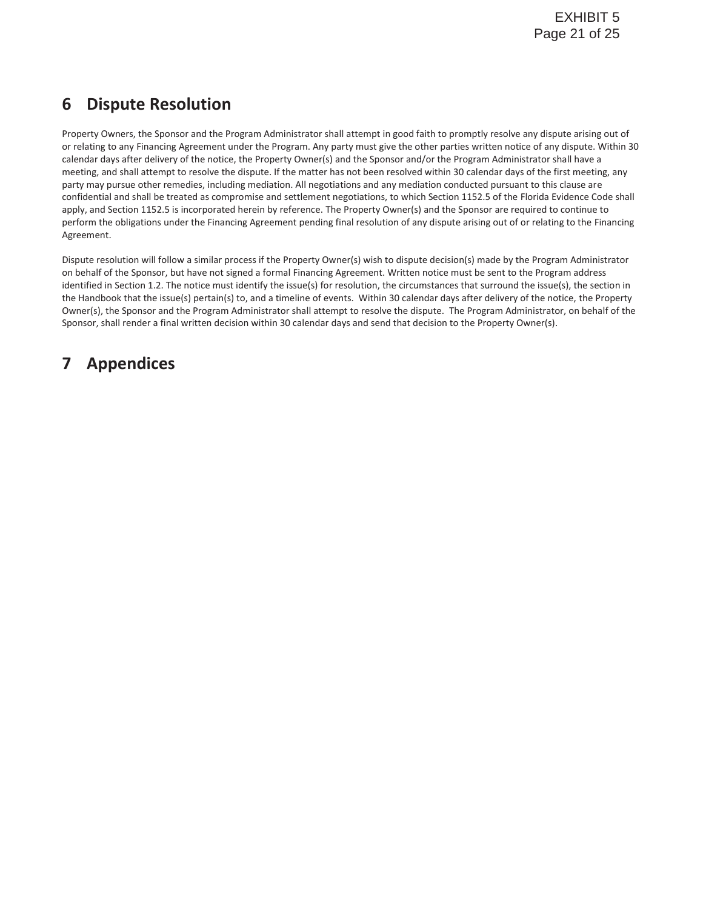# 6 Dispute Resolution

Property Owners, the Sponsor and the Program Administrator shall attempt in good faith to promptly resolve any dispute arising out of or relating to any Financing Agreement under the Program. Any party must give the other parties written notice of any dispute. Within 30 calendar days after delivery of the notice, the Property Owner(s) and the Sponsor and/or the Program Administrator shall have a meeting, and shall attempt to resolve the dispute. If the matter has not been resolved within 30 calendar days of the first meeting, any party may pursue other remedies, including mediation. All negotiations and any mediation conducted pursuant to this clause are confidential and shall be treated as compromise and settlement negotiations, to which Section 1152.5 of the Florida Evidence Code shall apply, and Section 1152.5 is incorporated herein by reference. The Property Owner(s) and the Sponsor are required to continue to perform the obligations under the Financing Agreement pending final resolution of any dispute arising out of or relating to the Financing Agreement.

Dispute resolution will follow a similar process if the Property Owner(s) wish to dispute decision(s) made by the Program Administrator on behalf of the Sponsor, but have not signed a formal Financing Agreement. Written notice must be sent to the Program address identified in Section 1.2. The notice must identify the issue(s) for resolution, the circumstances that surround the issue(s), the section in the Handbook that the issue(s) pertain(s) to, and a timeline of events. Within 30 calendar days after delivery of the notice, the Property Owner(s), the Sponsor and the Program Administrator shall attempt to resolve the dispute. The Program Administrator, on behalf of the Sponsor, shall render a final written decision within 30 calendar days and send that decision to the Property Owner(s).

# 7 Appendices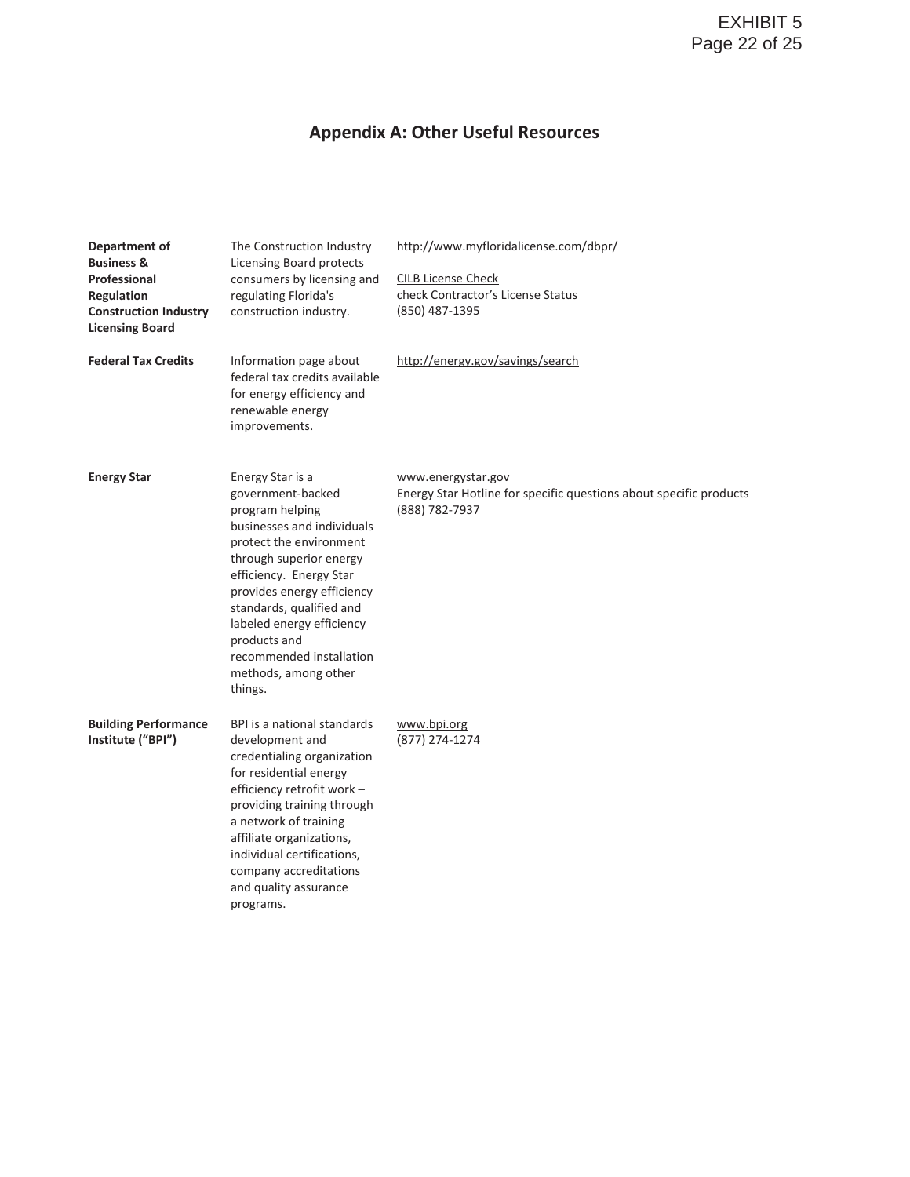# Appendix A: Other Useful Resources

| | | |
|---|---|---|
| **Department of Business & Professional Regulation Construction Industry Licensing Board** | The Construction Industry Licensing Board protects consumers by licensing and regulating Florida's construction industry. | http://www.myfloridalicense.com/dbpr/<br><br>CILB License Check<br>check Contractor's License Status<br>(850) 487-1395 |
| **Federal Tax Credits** | Information page about federal tax credits available for energy efficiency and renewable energy improvements. | http://energy.gov/savings/search |
| **Energy Star** | Energy Star is a government-backed program helping businesses and individuals protect the environment through superior energy efficiency. Energy Star provides energy efficiency standards, qualified and labeled energy efficiency products and recommended installation methods, among other things. | www.energystar.gov<br>Energy Star Hotline for specific questions about specific products<br>(888) 782-7937 |
| **Building Performance Institute ("BPI")** | BPI is a national standards development and credentialing organization for residential energy efficiency retrofit work – providing training through a network of training affiliate organizations, individual certifications, company accreditations and quality assurance programs. | www.bpi.org<br>(877) 274-1274 |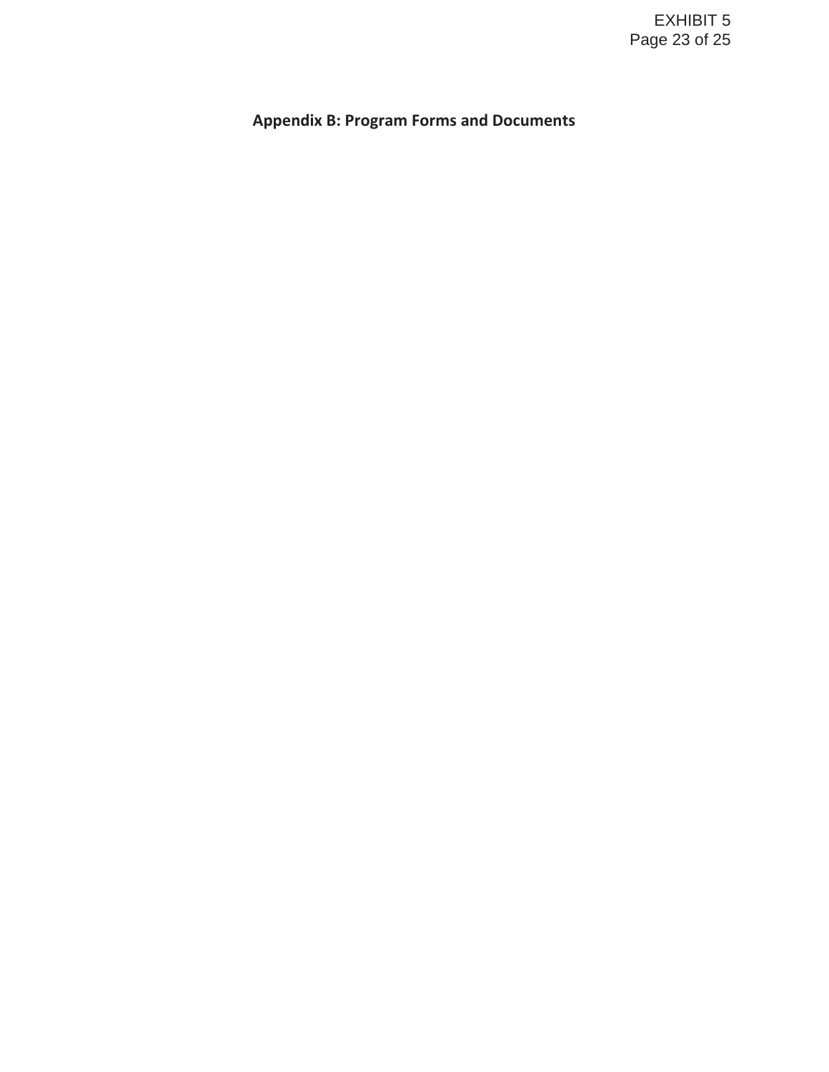# Appendix B: Program Forms and Documents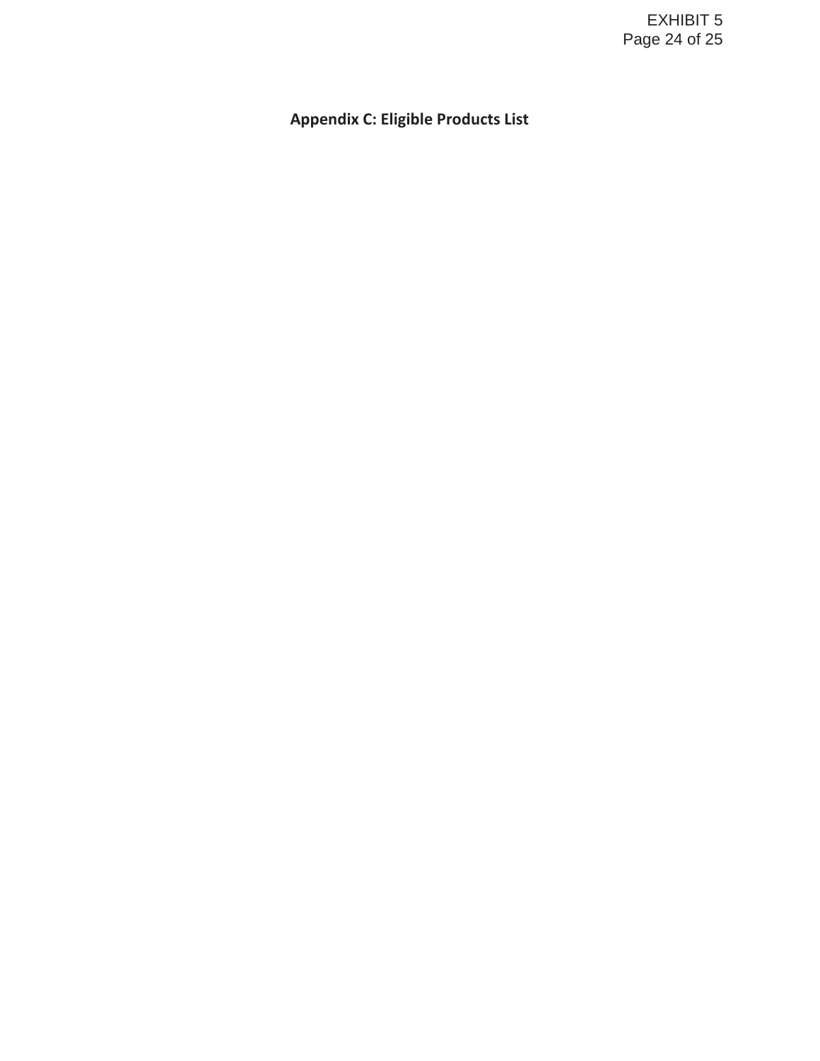# Appendix C: Eligible Products List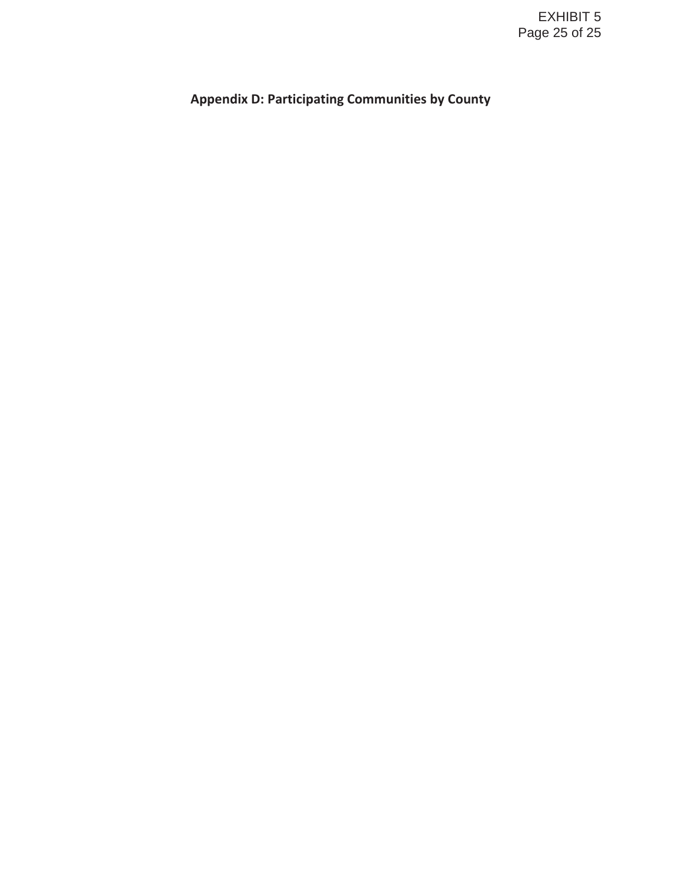## Appendix D: Participating Communities by County